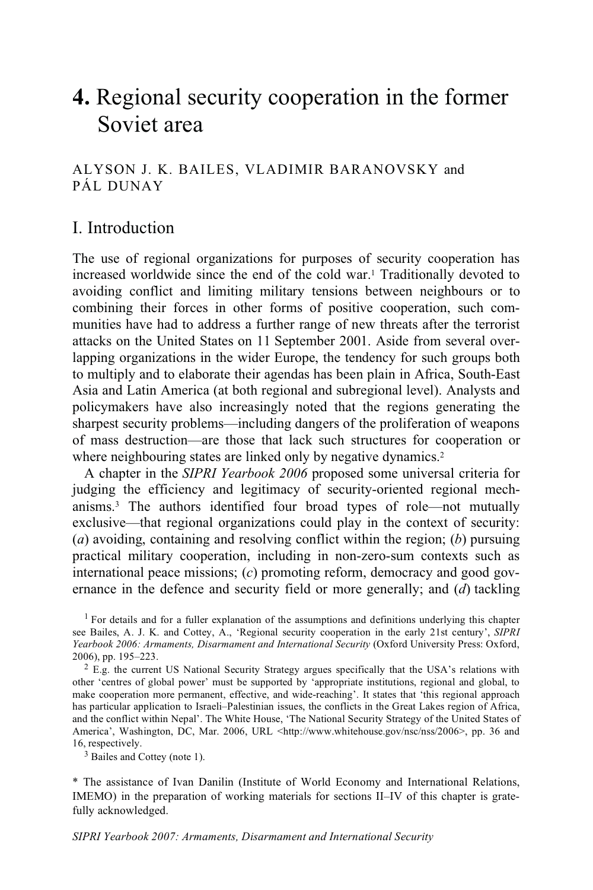# 4. Regional security cooperation in the former Soviet area

ALYSON J. K. BAILES, VLADIMIR BARANOVSKY and PÁL DUNAY

## I. Introduction

The use of regional organizations for purposes of security cooperation has increased worldwide since the end of the cold war.[1] Traditionally devoted to avoiding conflict and limiting military tensions between neighbours or to combining their forces in other forms of positive cooperation, such communities have had to address a further range of new threats after the terrorist attacks on the United States on 11 September 2001. Aside from several overlapping organizations in the wider Europe, the tendency for such groups both to multiply and to elaborate their agendas has been plain in Africa, South-East Asia and Latin America (at both regional and subregional level). Analysts and policymakers have also increasingly noted that the regions generating the sharpest security problems—including dangers of the proliferation of weapons of mass destruction—are those that lack such structures for cooperation or where neighbouring states are linked only by negative dynamics.[2]

A chapter in the *SIPRI Yearbook 2006* proposed some universal criteria for judging the efficiency and legitimacy of security-oriented regional mechanisms.[3] The authors identified four broad types of role—not mutually exclusive—that regional organizations could play in the context of security: (*a*) avoiding, containing and resolving conflict within the region; (*b*) pursuing practical military cooperation, including in non-zero-sum contexts such as international peace missions; (*c*) promoting reform, democracy and good governance in the defence and security field or more generally; and (*d*) tackling

[1] For details and for a fuller explanation of the assumptions and definitions underlying this chapter see Bailes, A. J. K. and Cottey, A., 'Regional security cooperation in the early 21st century', *SIPRI Yearbook 2006: Armaments, Disarmament and International Security* (Oxford University Press: Oxford, 2006), pp. 195–223.

[2] E.g. the current US National Security Strategy argues specifically that the USA's relations with other 'centres of global power' must be supported by 'appropriate institutions, regional and global, to make cooperation more permanent, effective, and wide-reaching'. It states that 'this regional approach has particular application to Israeli–Palestinian issues, the conflicts in the Great Lakes region of Africa, and the conflict within Nepal'. The White House, 'The National Security Strategy of the United States of America', Washington, DC, Mar. 2006, URL <http://www.whitehouse.gov/nsc/nss/2006>, pp. 36 and 16, respectively.

[3] Bailes and Cottey (note 1).

\* The assistance of Ivan Danilin (Institute of World Economy and International Relations, IMEMO) in the preparation of working materials for sections II–IV of this chapter is gratefully acknowledged.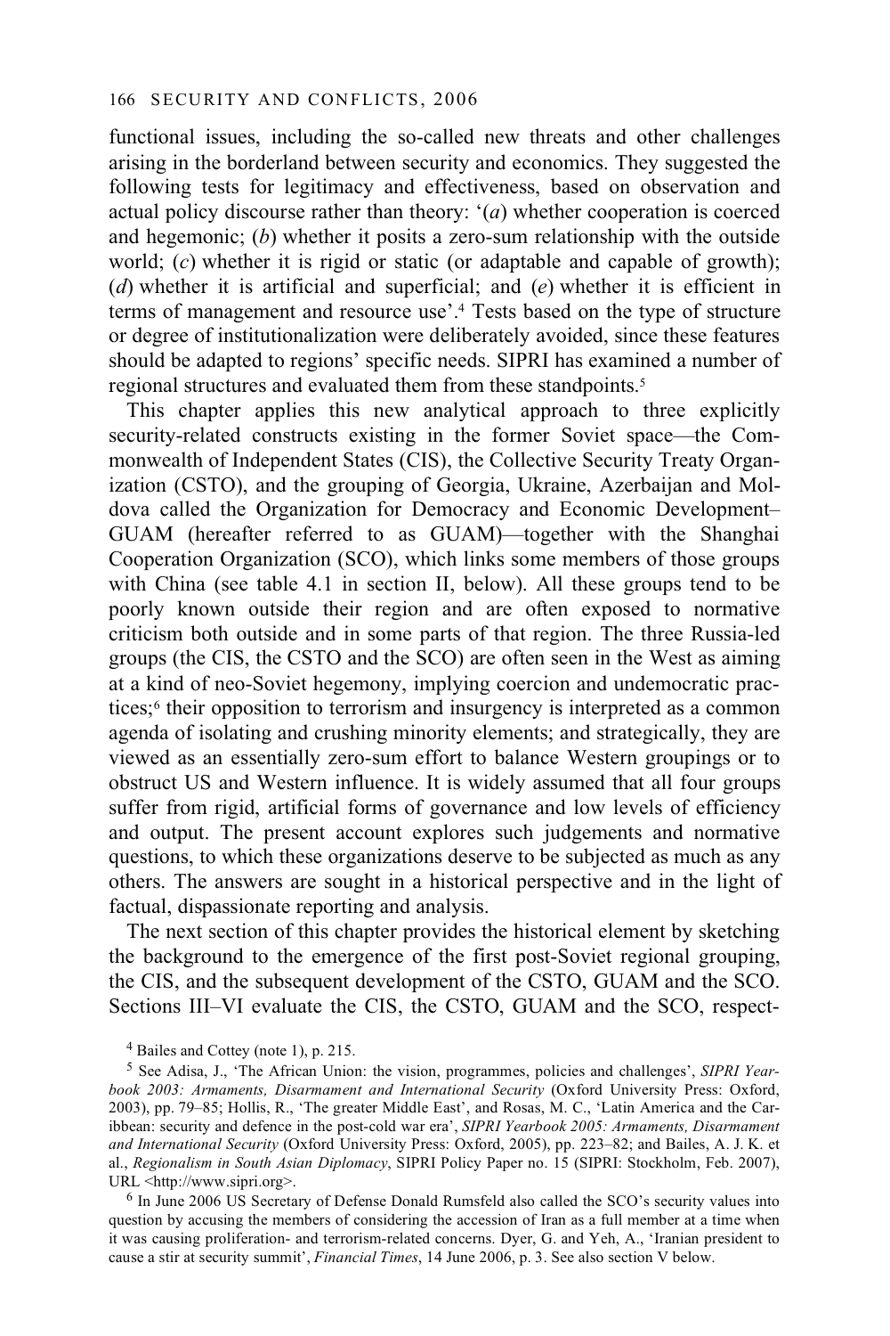functional issues, including the so-called new threats and other challenges arising in the borderland between security and economics. They suggested the following tests for legitimacy and effectiveness, based on observation and actual policy discourse rather than theory: '(*a*) whether cooperation is coerced and hegemonic; (*b*) whether it posits a zero-sum relationship with the outside world; (*c*) whether it is rigid or static (or adaptable and capable of growth); (*d*) whether it is artificial and superficial; and (*e*) whether it is efficient in terms of management and resource use'.[4] Tests based on the type of structure or degree of institutionalization were deliberately avoided, since these features should be adapted to regions' specific needs. SIPRI has examined a number of regional structures and evaluated them from these standpoints.[5]

This chapter applies this new analytical approach to three explicitly security-related constructs existing in the former Soviet space—the Commonwealth of Independent States (CIS), the Collective Security Treaty Organization (CSTO), and the grouping of Georgia, Ukraine, Azerbaijan and Moldova called the Organization for Democracy and Economic Development–GUAM (hereafter referred to as GUAM)—together with the Shanghai Cooperation Organization (SCO), which links some members of those groups with China (see table 4.1 in section II, below). All these groups tend to be poorly known outside their region and are often exposed to normative criticism both outside and in some parts of that region. The three Russia-led groups (the CIS, the CSTO and the SCO) are often seen in the West as aiming at a kind of neo-Soviet hegemony, implying coercion and undemocratic practices;[6] their opposition to terrorism and insurgency is interpreted as a common agenda of isolating and crushing minority elements; and strategically, they are viewed as an essentially zero-sum effort to balance Western groupings or to obstruct US and Western influence. It is widely assumed that all four groups suffer from rigid, artificial forms of governance and low levels of efficiency and output. The present account explores such judgements and normative questions, to which these organizations deserve to be subjected as much as any others. The answers are sought in a historical perspective and in the light of factual, dispassionate reporting and analysis.

The next section of this chapter provides the historical element by sketching the background to the emergence of the first post-Soviet regional grouping, the CIS, and the subsequent development of the CSTO, GUAM and the SCO. Sections III–VI evaluate the CIS, the CSTO, GUAM and the SCO, respect-

---

[4] Bailes and Cottey (note 1), p. 215.

[5] See Adisa, J., 'The African Union: the vision, programmes, policies and challenges', *SIPRI Yearbook 2003: Armaments, Disarmament and International Security* (Oxford University Press: Oxford, 2003), pp. 79–85; Hollis, R., 'The greater Middle East', and Rosas, M. C., 'Latin America and the Caribbean: security and defence in the post-cold war era', *SIPRI Yearbook 2005: Armaments, Disarmament and International Security* (Oxford University Press: Oxford, 2005), pp. 223–82; and Bailes, A. J. K. et al., *Regionalism in South Asian Diplomacy*, SIPRI Policy Paper no. 15 (SIPRI: Stockholm, Feb. 2007), URL <http://www.sipri.org>.

[6] In June 2006 US Secretary of Defense Donald Rumsfeld also called the SCO's security values into question by accusing the members of considering the accession of Iran as a full member at a time when it was causing proliferation- and terrorism-related concerns. Dyer, G. and Yeh, A., 'Iranian president to cause a stir at security summit', *Financial Times*, 14 June 2006, p. 3. See also section V below.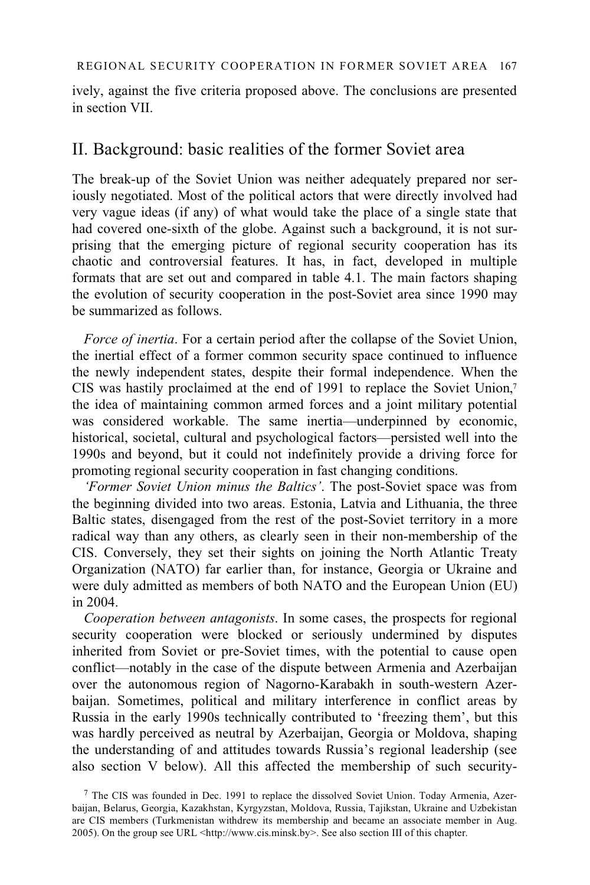ively, against the five criteria proposed above. The conclusions are presented in section VII.

## II. Background: basic realities of the former Soviet area

The break-up of the Soviet Union was neither adequately prepared nor seriously negotiated. Most of the political actors that were directly involved had very vague ideas (if any) of what would take the place of a single state that had covered one-sixth of the globe. Against such a background, it is not surprising that the emerging picture of regional security cooperation has its chaotic and controversial features. It has, in fact, developed in multiple formats that are set out and compared in table 4.1. The main factors shaping the evolution of security cooperation in the post-Soviet area since 1990 may be summarized as follows.

*Force of inertia*. For a certain period after the collapse of the Soviet Union, the inertial effect of a former common security space continued to influence the newly independent states, despite their formal independence. When the CIS was hastily proclaimed at the end of 1991 to replace the Soviet Union,[7] the idea of maintaining common armed forces and a joint military potential was considered workable. The same inertia—underpinned by economic, historical, societal, cultural and psychological factors—persisted well into the 1990s and beyond, but it could not indefinitely provide a driving force for promoting regional security cooperation in fast changing conditions.

*'Former Soviet Union minus the Baltics'*. The post-Soviet space was from the beginning divided into two areas. Estonia, Latvia and Lithuania, the three Baltic states, disengaged from the rest of the post-Soviet territory in a more radical way than any others, as clearly seen in their non-membership of the CIS. Conversely, they set their sights on joining the North Atlantic Treaty Organization (NATO) far earlier than, for instance, Georgia or Ukraine and were duly admitted as members of both NATO and the European Union (EU) in 2004.

*Cooperation between antagonists*. In some cases, the prospects for regional security cooperation were blocked or seriously undermined by disputes inherited from Soviet or pre-Soviet times, with the potential to cause open conflict—notably in the case of the dispute between Armenia and Azerbaijan over the autonomous region of Nagorno-Karabakh in south-western Azerbaijan. Sometimes, political and military interference in conflict areas by Russia in the early 1990s technically contributed to 'freezing them', but this was hardly perceived as neutral by Azerbaijan, Georgia or Moldova, shaping the understanding of and attitudes towards Russia's regional leadership (see also section V below). All this affected the membership of such security-

[7] The CIS was founded in Dec. 1991 to replace the dissolved Soviet Union. Today Armenia, Azerbaijan, Belarus, Georgia, Kazakhstan, Kyrgyzstan, Moldova, Russia, Tajikstan, Ukraine and Uzbekistan are CIS members (Turkmenistan withdrew its membership and became an associate member in Aug. 2005). On the group see URL <http://www.cis.minsk.by>. See also section III of this chapter.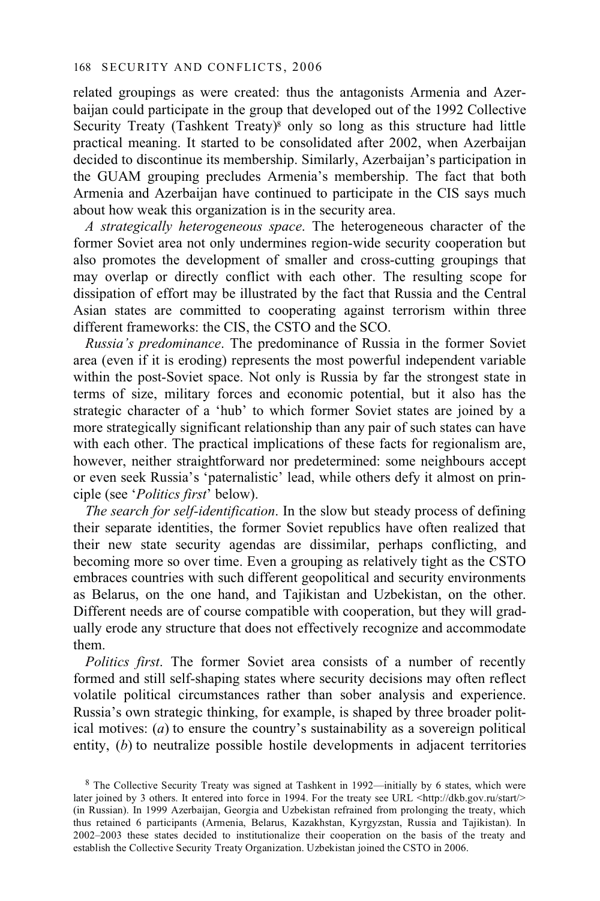related groupings as were created: thus the antagonists Armenia and Azerbaijan could participate in the group that developed out of the 1992 Collective Security Treaty (Tashkent Treaty)[8] only so long as this structure had little practical meaning. It started to be consolidated after 2002, when Azerbaijan decided to discontinue its membership. Similarly, Azerbaijan's participation in the GUAM grouping precludes Armenia's membership. The fact that both Armenia and Azerbaijan have continued to participate in the CIS says much about how weak this organization is in the security area.

*A strategically heterogeneous space*. The heterogeneous character of the former Soviet area not only undermines region-wide security cooperation but also promotes the development of smaller and cross-cutting groupings that may overlap or directly conflict with each other. The resulting scope for dissipation of effort may be illustrated by the fact that Russia and the Central Asian states are committed to cooperating against terrorism within three different frameworks: the CIS, the CSTO and the SCO.

*Russia's predominance*. The predominance of Russia in the former Soviet area (even if it is eroding) represents the most powerful independent variable within the post-Soviet space. Not only is Russia by far the strongest state in terms of size, military forces and economic potential, but it also has the strategic character of a 'hub' to which former Soviet states are joined by a more strategically significant relationship than any pair of such states can have with each other. The practical implications of these facts for regionalism are, however, neither straightforward nor predetermined: some neighbours accept or even seek Russia's 'paternalistic' lead, while others defy it almost on principle (see '*Politics first*' below).

*The search for self-identification*. In the slow but steady process of defining their separate identities, the former Soviet republics have often realized that their new state security agendas are dissimilar, perhaps conflicting, and becoming more so over time. Even a grouping as relatively tight as the CSTO embraces countries with such different geopolitical and security environments as Belarus, on the one hand, and Tajikistan and Uzbekistan, on the other. Different needs are of course compatible with cooperation, but they will gradually erode any structure that does not effectively recognize and accommodate them.

*Politics first*. The former Soviet area consists of a number of recently formed and still self-shaping states where security decisions may often reflect volatile political circumstances rather than sober analysis and experience. Russia's own strategic thinking, for example, is shaped by three broader political motives: (*a*) to ensure the country's sustainability as a sovereign political entity, (*b*) to neutralize possible hostile developments in adjacent territories

[8] The Collective Security Treaty was signed at Tashkent in 1992—initially by 6 states, which were later joined by 3 others. It entered into force in 1994. For the treaty see URL <http://dkb.gov.ru/start/> (in Russian). In 1999 Azerbaijan, Georgia and Uzbekistan refrained from prolonging the treaty, which thus retained 6 participants (Armenia, Belarus, Kazakhstan, Kyrgyzstan, Russia and Tajikistan). In 2002–2003 these states decided to institutionalize their cooperation on the basis of the treaty and establish the Collective Security Treaty Organization. Uzbekistan joined the CSTO in 2006.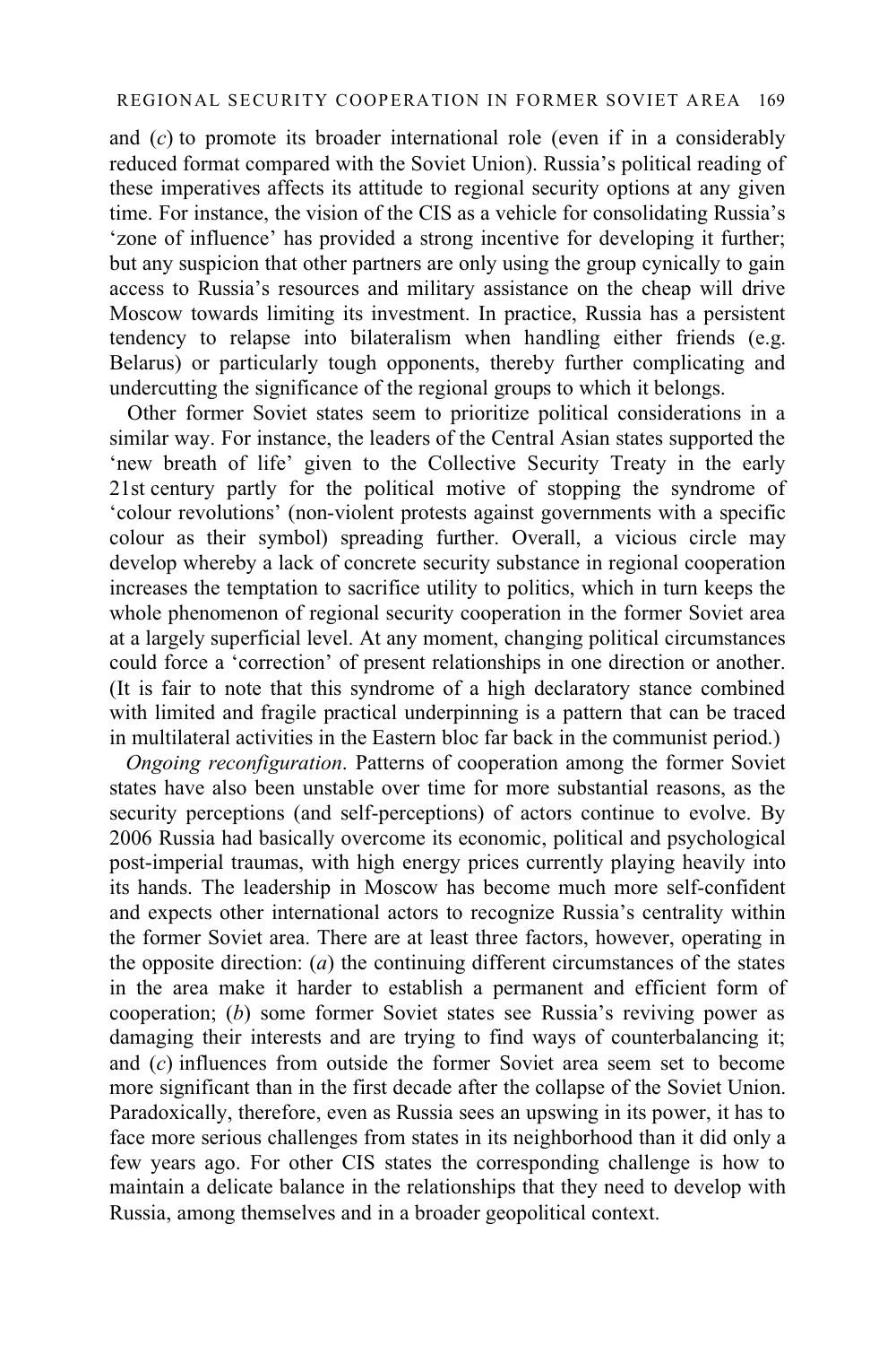and (*c*) to promote its broader international role (even if in a considerably reduced format compared with the Soviet Union). Russia's political reading of these imperatives affects its attitude to regional security options at any given time. For instance, the vision of the CIS as a vehicle for consolidating Russia's 'zone of influence' has provided a strong incentive for developing it further; but any suspicion that other partners are only using the group cynically to gain access to Russia's resources and military assistance on the cheap will drive Moscow towards limiting its investment. In practice, Russia has a persistent tendency to relapse into bilateralism when handling either friends (e.g. Belarus) or particularly tough opponents, thereby further complicating and undercutting the significance of the regional groups to which it belongs.

Other former Soviet states seem to prioritize political considerations in a similar way. For instance, the leaders of the Central Asian states supported the 'new breath of life' given to the Collective Security Treaty in the early 21st century partly for the political motive of stopping the syndrome of 'colour revolutions' (non-violent protests against governments with a specific colour as their symbol) spreading further. Overall, a vicious circle may develop whereby a lack of concrete security substance in regional cooperation increases the temptation to sacrifice utility to politics, which in turn keeps the whole phenomenon of regional security cooperation in the former Soviet area at a largely superficial level. At any moment, changing political circumstances could force a 'correction' of present relationships in one direction or another. (It is fair to note that this syndrome of a high declaratory stance combined with limited and fragile practical underpinning is a pattern that can be traced in multilateral activities in the Eastern bloc far back in the communist period.)

*Ongoing reconfiguration*. Patterns of cooperation among the former Soviet states have also been unstable over time for more substantial reasons, as the security perceptions (and self-perceptions) of actors continue to evolve. By 2006 Russia had basically overcome its economic, political and psychological post-imperial traumas, with high energy prices currently playing heavily into its hands. The leadership in Moscow has become much more self-confident and expects other international actors to recognize Russia's centrality within the former Soviet area. There are at least three factors, however, operating in the opposite direction: (*a*) the continuing different circumstances of the states in the area make it harder to establish a permanent and efficient form of cooperation; (*b*) some former Soviet states see Russia's reviving power as damaging their interests and are trying to find ways of counterbalancing it; and (*c*) influences from outside the former Soviet area seem set to become more significant than in the first decade after the collapse of the Soviet Union. Paradoxically, therefore, even as Russia sees an upswing in its power, it has to face more serious challenges from states in its neighborhood than it did only a few years ago. For other CIS states the corresponding challenge is how to maintain a delicate balance in the relationships that they need to develop with Russia, among themselves and in a broader geopolitical context.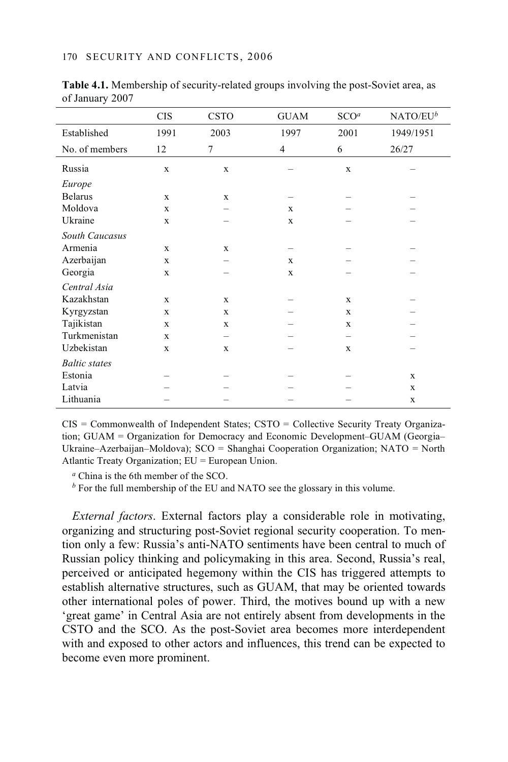**Table 4.1.** Membership of security-related groups involving the post-Soviet area, as of January 2007

| | CIS | CSTO | GUAM | SCO[a] | NATO/EU[b] |
|---|---|---|---|---|---|
| Established | 1991 | 2003 | 1997 | 2001 | 1949/1951 |
| No. of members | 12 | 7 | 4 | 6 | 26/27 |
| Russia | x | x | – | x | – |
| *Europe* | | | | | |
| Belarus | x | x | – | – | – |
| Moldova | x | – | x | – | – |
| Ukraine | x | – | x | – | – |
| *South Caucasus* | | | | | |
| Armenia | x | x | – | – | – |
| Azerbaijan | x | – | x | – | – |
| Georgia | x | – | x | – | – |
| *Central Asia* | | | | | |
| Kazakhstan | x | x | – | x | – |
| Kyrgyzstan | x | x | – | x | – |
| Tajikistan | x | x | – | x | – |
| Turkmenistan | x | – | – | – | – |
| Uzbekistan | x | x | – | x | – |
| *Baltic states* | | | | | |
| Estonia | – | – | – | – | x |
| Latvia | – | – | – | – | x |
| Lithuania | – | – | – | – | x |

CIS = Commonwealth of Independent States; CSTO = Collective Security Treaty Organization; GUAM = Organization for Democracy and Economic Development–GUAM (Georgia–Ukraine–Azerbaijan–Moldova); SCO = Shanghai Cooperation Organization; NATO = North Atlantic Treaty Organization; EU = European Union.

[a] China is the 6th member of the SCO.

[b] For the full membership of the EU and NATO see the glossary in this volume.

*External factors*. External factors play a considerable role in motivating, organizing and structuring post-Soviet regional security cooperation. To mention only a few: Russia's anti-NATO sentiments have been central to much of Russian policy thinking and policymaking in this area. Second, Russia's real, perceived or anticipated hegemony within the CIS has triggered attempts to establish alternative structures, such as GUAM, that may be oriented towards other international poles of power. Third, the motives bound up with a new 'great game' in Central Asia are not entirely absent from developments in the CSTO and the SCO. As the post-Soviet area becomes more interdependent with and exposed to other actors and influences, this trend can be expected to become even more prominent.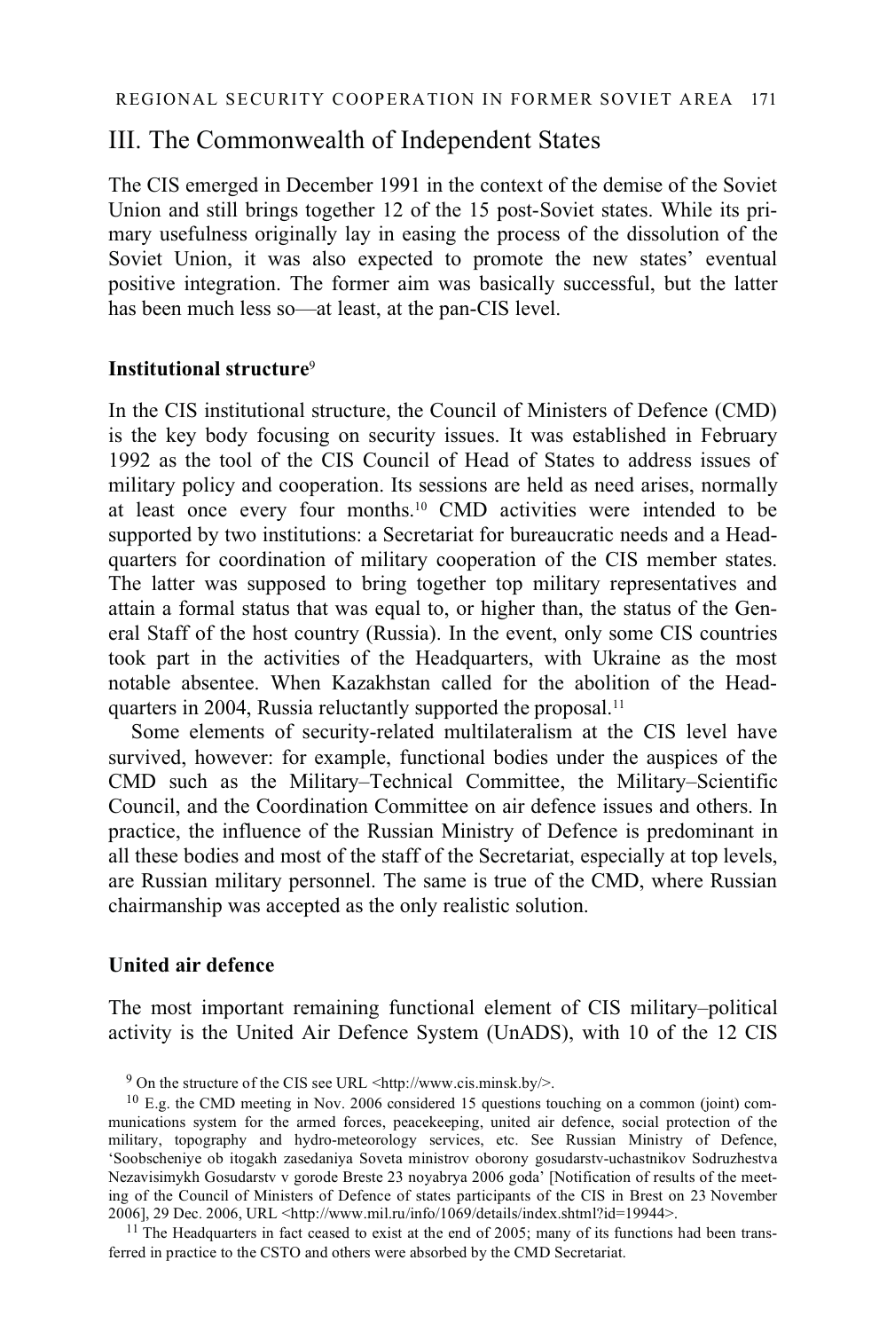## III. The Commonwealth of Independent States

The CIS emerged in December 1991 in the context of the demise of the Soviet Union and still brings together 12 of the 15 post-Soviet states. While its primary usefulness originally lay in easing the process of the dissolution of the Soviet Union, it was also expected to promote the new states' eventual positive integration. The former aim was basically successful, but the latter has been much less so—at least, at the pan-CIS level.

### Institutional structure[9]

In the CIS institutional structure, the Council of Ministers of Defence (CMD) is the key body focusing on security issues. It was established in February 1992 as the tool of the CIS Council of Head of States to address issues of military policy and cooperation. Its sessions are held as need arises, normally at least once every four months.[10] CMD activities were intended to be supported by two institutions: a Secretariat for bureaucratic needs and a Headquarters for coordination of military cooperation of the CIS member states. The latter was supposed to bring together top military representatives and attain a formal status that was equal to, or higher than, the status of the General Staff of the host country (Russia). In the event, only some CIS countries took part in the activities of the Headquarters, with Ukraine as the most notable absentee. When Kazakhstan called for the abolition of the Headquarters in 2004, Russia reluctantly supported the proposal.[11]

Some elements of security-related multilateralism at the CIS level have survived, however: for example, functional bodies under the auspices of the CMD such as the Military–Technical Committee, the Military–Scientific Council, and the Coordination Committee on air defence issues and others. In practice, the influence of the Russian Ministry of Defence is predominant in all these bodies and most of the staff of the Secretariat, especially at top levels, are Russian military personnel. The same is true of the CMD, where Russian chairmanship was accepted as the only realistic solution.

### United air defence

The most important remaining functional element of CIS military–political activity is the United Air Defence System (UnADS), with 10 of the 12 CIS

[9] On the structure of the CIS see URL <http://www.cis.minsk.by/>.

[10] E.g. the CMD meeting in Nov. 2006 considered 15 questions touching on a common (joint) communications system for the armed forces, peacekeeping, united air defence, social protection of the military, topography and hydro-meteorology services, etc. See Russian Ministry of Defence, 'Soobscheniye ob itogakh zasedaniya Soveta ministrov oborony gosudarstv-uchastnikov Sodruzhestva Nezavisimykh Gosudarstv v gorode Breste 23 noyabrya 2006 goda' [Notification of results of the meeting of the Council of Ministers of Defence of states participants of the CIS in Brest on 23 November 2006], 29 Dec. 2006, URL <http://www.mil.ru/info/1069/details/index.shtml?id=19944>.

[11] The Headquarters in fact ceased to exist at the end of 2005; many of its functions had been transferred in practice to the CSTO and others were absorbed by the CMD Secretariat.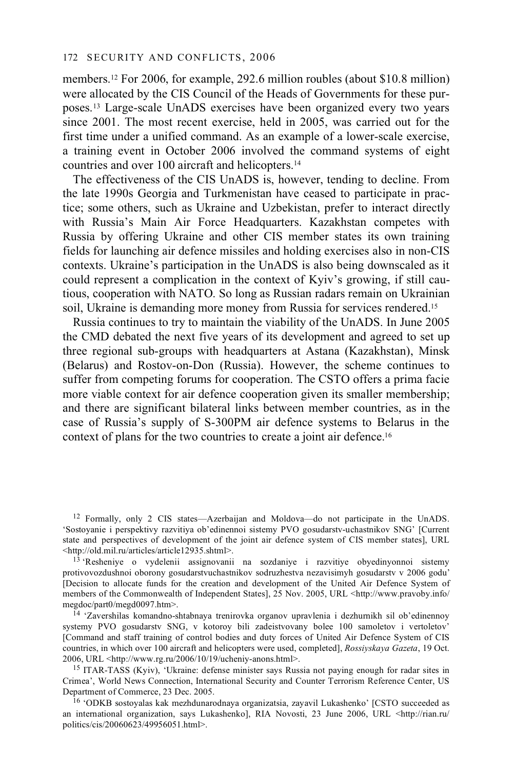members.[12] For 2006, for example, 292.6 million roubles (about $10.8 million) were allocated by the CIS Council of the Heads of Governments for these purposes.[13] Large-scale UnADS exercises have been organized every two years since 2001. The most recent exercise, held in 2005, was carried out for the first time under a unified command. As an example of a lower-scale exercise, a training event in October 2006 involved the command systems of eight countries and over 100 aircraft and helicopters.[14]

The effectiveness of the CIS UnADS is, however, tending to decline. From the late 1990s Georgia and Turkmenistan have ceased to participate in practice; some others, such as Ukraine and Uzbekistan, prefer to interact directly with Russia's Main Air Force Headquarters. Kazakhstan competes with Russia by offering Ukraine and other CIS member states its own training fields for launching air defence missiles and holding exercises also in non-CIS contexts. Ukraine's participation in the UnADS is also being downscaled as it could represent a complication in the context of Kyiv's growing, if still cautious, cooperation with NATO. So long as Russian radars remain on Ukrainian soil, Ukraine is demanding more money from Russia for services rendered.[15]

Russia continues to try to maintain the viability of the UnADS. In June 2005 the CMD debated the next five years of its development and agreed to set up three regional sub-groups with headquarters at Astana (Kazakhstan), Minsk (Belarus) and Rostov-on-Don (Russia). However, the scheme continues to suffer from competing forums for cooperation. The CSTO offers a prima facie more viable context for air defence cooperation given its smaller membership; and there are significant bilateral links between member countries, as in the case of Russia's supply of S-300PM air defence systems to Belarus in the context of plans for the two countries to create a joint air defence.[16]

---

[12] Formally, only 2 CIS states—Azerbaijan and Moldova—do not participate in the UnADS. 'Sostoyanie i perspektivy razvitiya ob'edinennoi sistemy PVO gosudarstv-uchastnikov SNG' [Current state and perspectives of development of the joint air defence system of CIS member states], URL <http://old.mil.ru/articles/article12935.shtml>.

[13] 'Resheniye o vydelenii assignovanii na sozdaniye i razvitiye obyedinyonnoi sistemy protivovozdushnoi oborony gosudarstvuchastnikov sodruzhestva nezavisimyh gosudarstv v 2006 godu' [Decision to allocate funds for the creation and development of the United Air Defence System of members of the Commonwealth of Independent States], 25 Nov. 2005, URL <http://www.pravoby.info/megdoc/part0/megd0097.htm>.

[14] 'Zavershilas komandno-shtabnaya trenirovka organov upravlenia i dezhurnikh sil ob'edinennoy systemy PVO gosudarstv SNG, v kotoroy bili zadeistvovany bolee 100 samoletov i vertoletov' [Command and staff training of control bodies and duty forces of United Air Defence System of CIS countries, in which over 100 aircraft and helicopters were used, completed], *Rossiyskaya Gazeta*, 19 Oct. 2006, URL <http://www.rg.ru/2006/10/19/ucheniy-anons.html>.

[15] ITAR-TASS (Kyiv), 'Ukraine: defense minister says Russia not paying enough for radar sites in Crimea', World News Connection, International Security and Counter Terrorism Reference Center, US Department of Commerce, 23 Dec. 2005.

[16] 'ODKB sostoyalas kak mezhdunarodnaya organizatsia, zayavil Lukashenko' [CSTO succeeded as an international organization, says Lukashenko], RIA Novosti, 23 June 2006, URL <http://rian.ru/politics/cis/20060623/49956051.html>.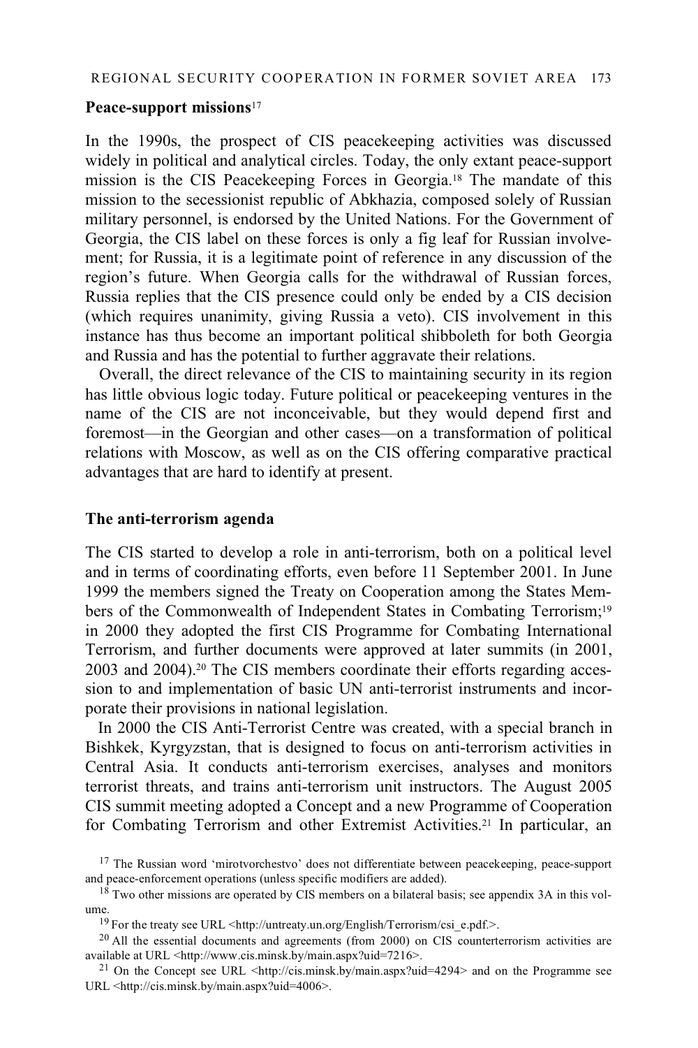### Peace-support missions[17]

In the 1990s, the prospect of CIS peacekeeping activities was discussed widely in political and analytical circles. Today, the only extant peace-support mission is the CIS Peacekeeping Forces in Georgia.[18] The mandate of this mission to the secessionist republic of Abkhazia, composed solely of Russian military personnel, is endorsed by the United Nations. For the Government of Georgia, the CIS label on these forces is only a fig leaf for Russian involvement; for Russia, it is a legitimate point of reference in any discussion of the region's future. When Georgia calls for the withdrawal of Russian forces, Russia replies that the CIS presence could only be ended by a CIS decision (which requires unanimity, giving Russia a veto). CIS involvement in this instance has thus become an important political shibboleth for both Georgia and Russia and has the potential to further aggravate their relations.

Overall, the direct relevance of the CIS to maintaining security in its region has little obvious logic today. Future political or peacekeeping ventures in the name of the CIS are not inconceivable, but they would depend first and foremost—in the Georgian and other cases—on a transformation of political relations with Moscow, as well as on the CIS offering comparative practical advantages that are hard to identify at present.

### The anti-terrorism agenda

The CIS started to develop a role in anti-terrorism, both on a political level and in terms of coordinating efforts, even before 11 September 2001. In June 1999 the members signed the Treaty on Cooperation among the States Members of the Commonwealth of Independent States in Combating Terrorism;[19] in 2000 they adopted the first CIS Programme for Combating International Terrorism, and further documents were approved at later summits (in 2001, 2003 and 2004).[20] The CIS members coordinate their efforts regarding accession to and implementation of basic UN anti-terrorist instruments and incorporate their provisions in national legislation.

In 2000 the CIS Anti-Terrorist Centre was created, with a special branch in Bishkek, Kyrgyzstan, that is designed to focus on anti-terrorism activities in Central Asia. It conducts anti-terrorism exercises, analyses and monitors terrorist threats, and trains anti-terrorism unit instructors. The August 2005 CIS summit meeting adopted a Concept and a new Programme of Cooperation for Combating Terrorism and other Extremist Activities.[21] In particular, an

[17] The Russian word 'mirotvorchestvo' does not differentiate between peacekeeping, peace-support and peace-enforcement operations (unless specific modifiers are added).

[18] Two other missions are operated by CIS members on a bilateral basis; see appendix 3A in this volume.

[19] For the treaty see URL <http://untreaty.un.org/English/Terrorism/csi_e.pdf.>.

[20] All the essential documents and agreements (from 2000) on CIS counterterrorism activities are available at URL <http://www.cis.minsk.by/main.aspx?uid=7216>.

[21] On the Concept see URL <http://cis.minsk.by/main.aspx?uid=4294> and on the Programme see URL <http://cis.minsk.by/main.aspx?uid=4006>.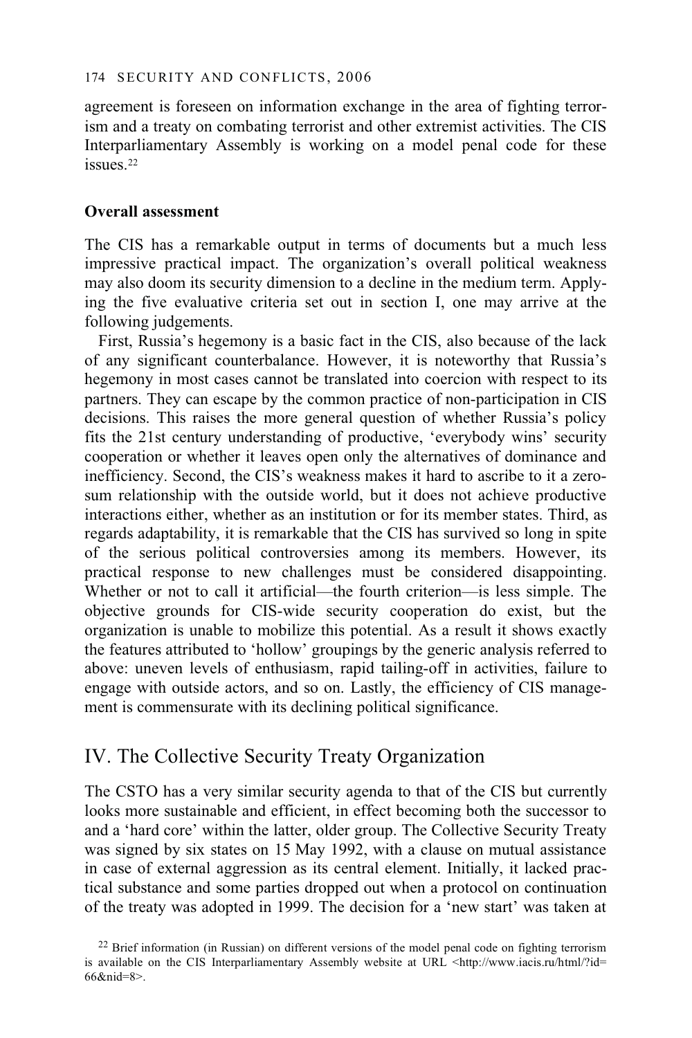agreement is foreseen on information exchange in the area of fighting terrorism and a treaty on combating terrorist and other extremist activities. The CIS Interparliamentary Assembly is working on a model penal code for these issues.[22]

**Overall assessment**

The CIS has a remarkable output in terms of documents but a much less impressive practical impact. The organization's overall political weakness may also doom its security dimension to a decline in the medium term. Applying the five evaluative criteria set out in section I, one may arrive at the following judgements.

First, Russia's hegemony is a basic fact in the CIS, also because of the lack of any significant counterbalance. However, it is noteworthy that Russia's hegemony in most cases cannot be translated into coercion with respect to its partners. They can escape by the common practice of non-participation in CIS decisions. This raises the more general question of whether Russia's policy fits the 21st century understanding of productive, 'everybody wins' security cooperation or whether it leaves open only the alternatives of dominance and inefficiency. Second, the CIS's weakness makes it hard to ascribe to it a zero-sum relationship with the outside world, but it does not achieve productive interactions either, whether as an institution or for its member states. Third, as regards adaptability, it is remarkable that the CIS has survived so long in spite of the serious political controversies among its members. However, its practical response to new challenges must be considered disappointing. Whether or not to call it artificial—the fourth criterion—is less simple. The objective grounds for CIS-wide security cooperation do exist, but the organization is unable to mobilize this potential. As a result it shows exactly the features attributed to 'hollow' groupings by the generic analysis referred to above: uneven levels of enthusiasm, rapid tailing-off in activities, failure to engage with outside actors, and so on. Lastly, the efficiency of CIS management is commensurate with its declining political significance.

## IV. The Collective Security Treaty Organization

The CSTO has a very similar security agenda to that of the CIS but currently looks more sustainable and efficient, in effect becoming both the successor to and a 'hard core' within the latter, older group. The Collective Security Treaty was signed by six states on 15 May 1992, with a clause on mutual assistance in case of external aggression as its central element. Initially, it lacked practical substance and some parties dropped out when a protocol on continuation of the treaty was adopted in 1999. The decision for a 'new start' was taken at

[22] Brief information (in Russian) on different versions of the model penal code on fighting terrorism is available on the CIS Interparliamentary Assembly website at URL <http://www.iacis.ru/html/?id=66&nid=8>.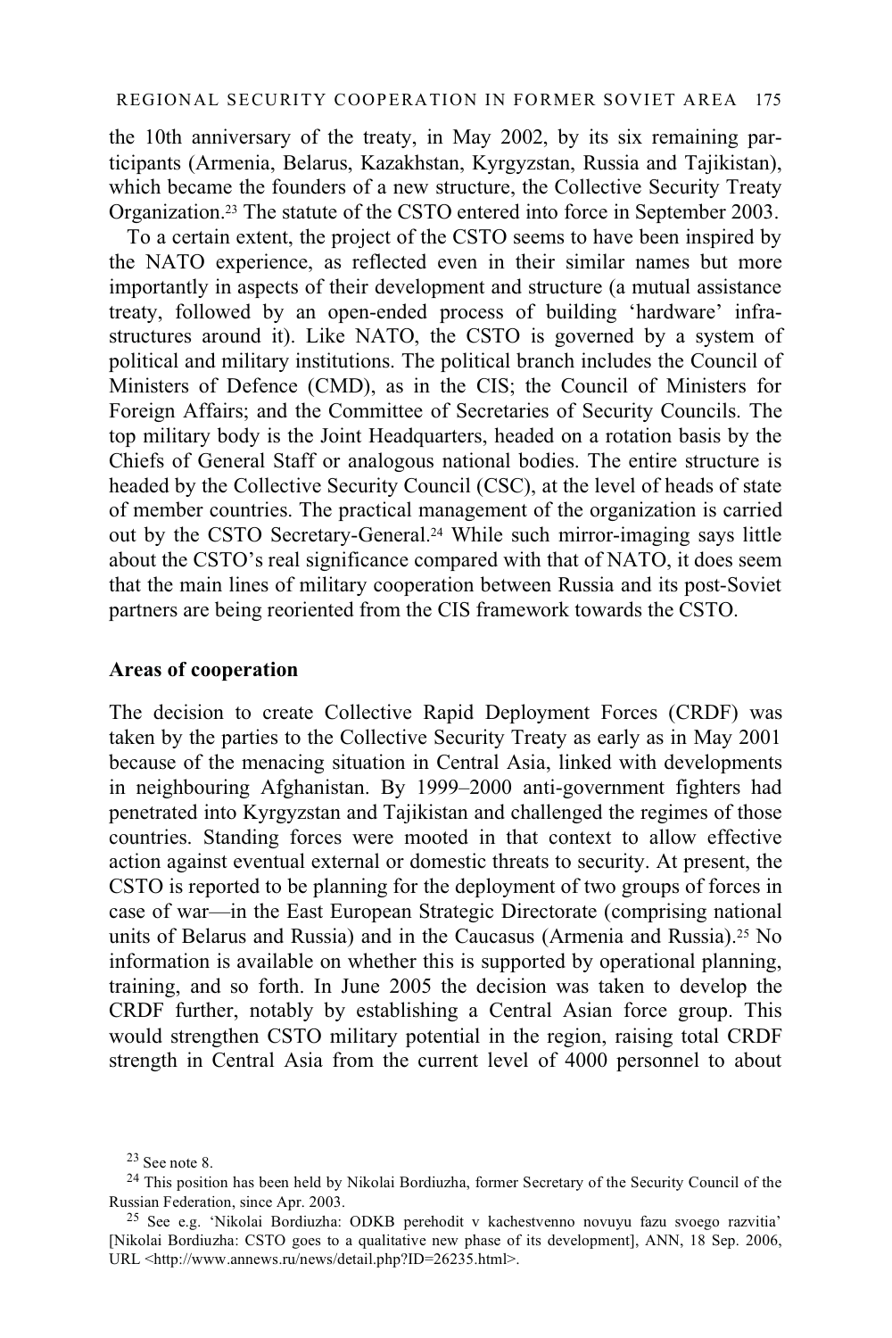the 10th anniversary of the treaty, in May 2002, by its six remaining participants (Armenia, Belarus, Kazakhstan, Kyrgyzstan, Russia and Tajikistan), which became the founders of a new structure, the Collective Security Treaty Organization.[23] The statute of the CSTO entered into force in September 2003.

To a certain extent, the project of the CSTO seems to have been inspired by the NATO experience, as reflected even in their similar names but more importantly in aspects of their development and structure (a mutual assistance treaty, followed by an open-ended process of building 'hardware' infrastructures around it). Like NATO, the CSTO is governed by a system of political and military institutions. The political branch includes the Council of Ministers of Defence (CMD), as in the CIS; the Council of Ministers for Foreign Affairs; and the Committee of Secretaries of Security Councils. The top military body is the Joint Headquarters, headed on a rotation basis by the Chiefs of General Staff or analogous national bodies. The entire structure is headed by the Collective Security Council (CSC), at the level of heads of state of member countries. The practical management of the organization is carried out by the CSTO Secretary-General.[24] While such mirror-imaging says little about the CSTO's real significance compared with that of NATO, it does seem that the main lines of military cooperation between Russia and its post-Soviet partners are being reoriented from the CIS framework towards the CSTO.

### Areas of cooperation

The decision to create Collective Rapid Deployment Forces (CRDF) was taken by the parties to the Collective Security Treaty as early as in May 2001 because of the menacing situation in Central Asia, linked with developments in neighbouring Afghanistan. By 1999–2000 anti-government fighters had penetrated into Kyrgyzstan and Tajikistan and challenged the regimes of those countries. Standing forces were mooted in that context to allow effective action against eventual external or domestic threats to security. At present, the CSTO is reported to be planning for the deployment of two groups of forces in case of war—in the East European Strategic Directorate (comprising national units of Belarus and Russia) and in the Caucasus (Armenia and Russia).[25] No information is available on whether this is supported by operational planning, training, and so forth. In June 2005 the decision was taken to develop the CRDF further, notably by establishing a Central Asian force group. This would strengthen CSTO military potential in the region, raising total CRDF strength in Central Asia from the current level of 4000 personnel to about

[23] See note 8.

[24] This position has been held by Nikolai Bordiuzha, former Secretary of the Security Council of the Russian Federation, since Apr. 2003.

[25] See e.g. 'Nikolai Bordiuzha: ODKB perehodit v kachestvenno novuyu fazu svoego razvitia' [Nikolai Bordiuzha: CSTO goes to a qualitative new phase of its development], ANN, 18 Sep. 2006, URL <http://www.annews.ru/news/detail.php?ID=26235.html>.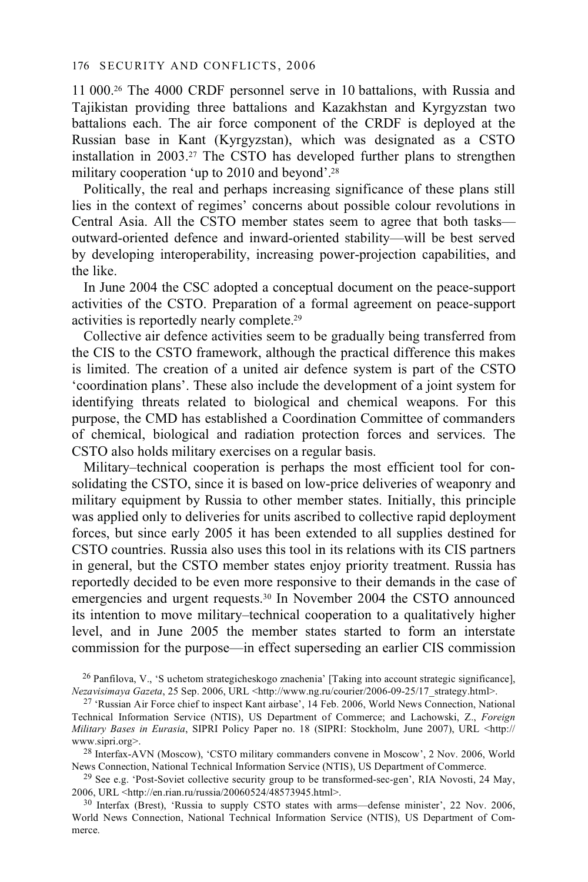11 000.[26] The 4000 CRDF personnel serve in 10 battalions, with Russia and Tajikistan providing three battalions and Kazakhstan and Kyrgyzstan two battalions each. The air force component of the CRDF is deployed at the Russian base in Kant (Kyrgyzstan), which was designated as a CSTO installation in 2003.[27] The CSTO has developed further plans to strengthen military cooperation 'up to 2010 and beyond'.[28]

Politically, the real and perhaps increasing significance of these plans still lies in the context of regimes' concerns about possible colour revolutions in Central Asia. All the CSTO member states seem to agree that both tasks—outward-oriented defence and inward-oriented stability—will be best served by developing interoperability, increasing power-projection capabilities, and the like.

In June 2004 the CSC adopted a conceptual document on the peace-support activities of the CSTO. Preparation of a formal agreement on peace-support activities is reportedly nearly complete.[29]

Collective air defence activities seem to be gradually being transferred from the CIS to the CSTO framework, although the practical difference this makes is limited. The creation of a united air defence system is part of the CSTO 'coordination plans'. These also include the development of a joint system for identifying threats related to biological and chemical weapons. For this purpose, the CMD has established a Coordination Committee of commanders of chemical, biological and radiation protection forces and services. The CSTO also holds military exercises on a regular basis.

Military–technical cooperation is perhaps the most efficient tool for consolidating the CSTO, since it is based on low-price deliveries of weaponry and military equipment by Russia to other member states. Initially, this principle was applied only to deliveries for units ascribed to collective rapid deployment forces, but since early 2005 it has been extended to all supplies destined for CSTO countries. Russia also uses this tool in its relations with its CIS partners in general, but the CSTO member states enjoy priority treatment. Russia has reportedly decided to be even more responsive to their demands in the case of emergencies and urgent requests.[30] In November 2004 the CSTO announced its intention to move military–technical cooperation to a qualitatively higher level, and in June 2005 the member states started to form an interstate commission for the purpose—in effect superseding an earlier CIS commission

[26] Panfilova, V., 'S uchetom strategicheskogo znachenia' [Taking into account strategic significance], *Nezavisimaya Gazeta*, 25 Sep. 2006, URL <http://www.ng.ru/courier/2006-09-25/17_strategy.html>.

[27] 'Russian Air Force chief to inspect Kant airbase', 14 Feb. 2006, World News Connection, National Technical Information Service (NTIS), US Department of Commerce; and Lachowski, Z., *Foreign Military Bases in Eurasia*, SIPRI Policy Paper no. 18 (SIPRI: Stockholm, June 2007), URL <http://www.sipri.org>.

[28] Interfax-AVN (Moscow), 'CSTO military commanders convene in Moscow', 2 Nov. 2006, World News Connection, National Technical Information Service (NTIS), US Department of Commerce.

[29] See e.g. 'Post-Soviet collective security group to be transformed-sec-gen', RIA Novosti, 24 May, 2006, URL <http://en.rian.ru/russia/20060524/48573945.html>.

[30] Interfax (Brest), 'Russia to supply CSTO states with arms—defense minister', 22 Nov. 2006, World News Connection, National Technical Information Service (NTIS), US Department of Commerce.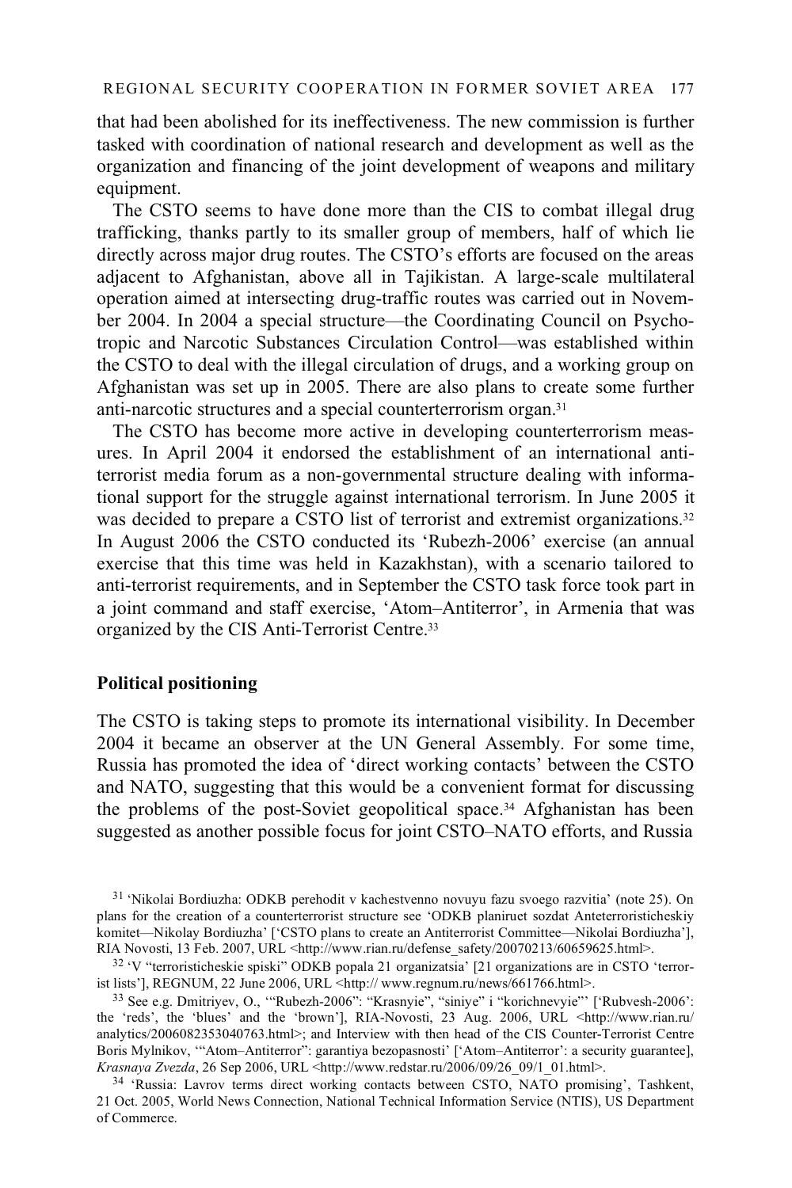that had been abolished for its ineffectiveness. The new commission is further tasked with coordination of national research and development as well as the organization and financing of the joint development of weapons and military equipment.

The CSTO seems to have done more than the CIS to combat illegal drug trafficking, thanks partly to its smaller group of members, half of which lie directly across major drug routes. The CSTO's efforts are focused on the areas adjacent to Afghanistan, above all in Tajikistan. A large-scale multilateral operation aimed at intersecting drug-traffic routes was carried out in November 2004. In 2004 a special structure—the Coordinating Council on Psychotropic and Narcotic Substances Circulation Control—was established within the CSTO to deal with the illegal circulation of drugs, and a working group on Afghanistan was set up in 2005. There are also plans to create some further anti-narcotic structures and a special counterterrorism organ.[31]

The CSTO has become more active in developing counterterrorism measures. In April 2004 it endorsed the establishment of an international anti-terrorist media forum as a non-governmental structure dealing with informational support for the struggle against international terrorism. In June 2005 it was decided to prepare a CSTO list of terrorist and extremist organizations.[32] In August 2006 the CSTO conducted its 'Rubezh-2006' exercise (an annual exercise that this time was held in Kazakhstan), with a scenario tailored to anti-terrorist requirements, and in September the CSTO task force took part in a joint command and staff exercise, 'Atom–Antiterror', in Armenia that was organized by the CIS Anti-Terrorist Centre.[33]

**Political positioning**

The CSTO is taking steps to promote its international visibility. In December 2004 it became an observer at the UN General Assembly. For some time, Russia has promoted the idea of 'direct working contacts' between the CSTO and NATO, suggesting that this would be a convenient format for discussing the problems of the post-Soviet geopolitical space.[34] Afghanistan has been suggested as another possible focus for joint CSTO–NATO efforts, and Russia

[31] 'Nikolai Bordiuzha: ODKB perehodit v kachestvenno novuyu fazu svoego razvitia' (note 25). On plans for the creation of a counterterrorist structure see 'ODKB planiruet sozdat Anteterroristicheskiy komitet—Nikolay Bordiuzha' ['CSTO plans to create an Antiterrorist Committee—Nikolai Bordiuzha'], RIA Novosti, 13 Feb. 2007, URL <http://www.rian.ru/defense_safety/20070213/60659625.html>.

[32] 'V "terroristicheskie spiski" ODKB popala 21 organizatsia' [21 organizations are in CSTO 'terrorist lists'], REGNUM, 22 June 2006, URL <http:// www.regnum.ru/news/661766.html>.

[33] See e.g. Dmitriyev, O., '"Rubezh-2006": "Krasnyie", "siniye" i "korichnevyie"' ['Rubvesh-2006': the 'reds', the 'blues' and the 'brown'], RIA-Novosti, 23 Aug. 2006, URL <http://www.rian.ru/analytics/20060823530407 63.html>; and Interview with then head of the CIS Counter-Terrorist Centre Boris Mylnikov, '"Atom–Antiterror": garantiya bezopasnosti' ['Atom–Antiterror': a security guarantee], *Krasnaya Zvezda*, 26 Sep 2006, URL <http://www.redstar.ru/2006/09/26_09/1_01.html>.

[34] 'Russia: Lavrov terms direct working contacts between CSTO, NATO promising', Tashkent, 21 Oct. 2005, World News Connection, National Technical Information Service (NTIS), US Department of Commerce.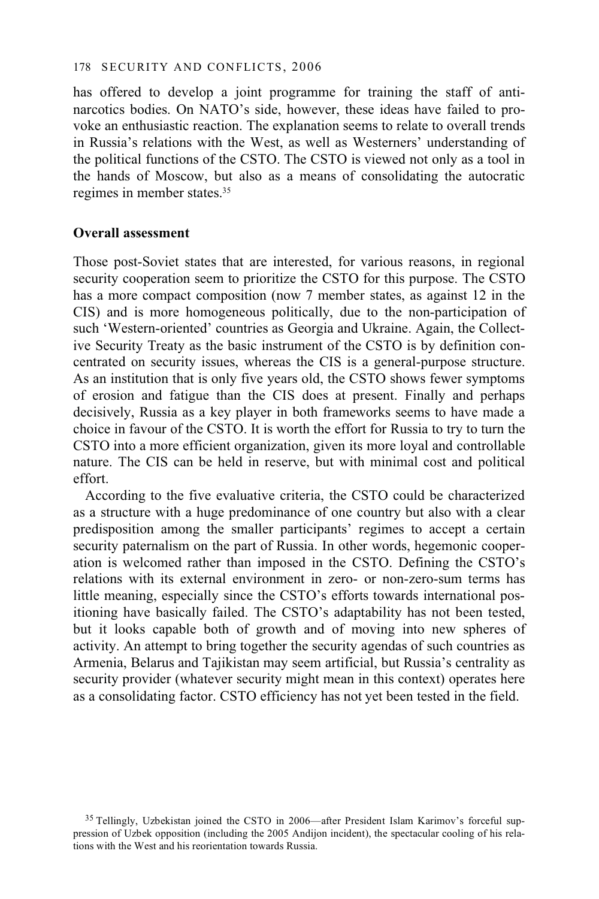has offered to develop a joint programme for training the staff of anti-narcotics bodies. On NATO's side, however, these ideas have failed to provoke an enthusiastic reaction. The explanation seems to relate to overall trends in Russia's relations with the West, as well as Westerners' understanding of the political functions of the CSTO. The CSTO is viewed not only as a tool in the hands of Moscow, but also as a means of consolidating the autocratic regimes in member states.[35]

**Overall assessment**

Those post-Soviet states that are interested, for various reasons, in regional security cooperation seem to prioritize the CSTO for this purpose. The CSTO has a more compact composition (now 7 member states, as against 12 in the CIS) and is more homogeneous politically, due to the non-participation of such 'Western-oriented' countries as Georgia and Ukraine. Again, the Collective Security Treaty as the basic instrument of the CSTO is by definition concentrated on security issues, whereas the CIS is a general-purpose structure. As an institution that is only five years old, the CSTO shows fewer symptoms of erosion and fatigue than the CIS does at present. Finally and perhaps decisively, Russia as a key player in both frameworks seems to have made a choice in favour of the CSTO. It is worth the effort for Russia to try to turn the CSTO into a more efficient organization, given its more loyal and controllable nature. The CIS can be held in reserve, but with minimal cost and political effort.

According to the five evaluative criteria, the CSTO could be characterized as a structure with a huge predominance of one country but also with a clear predisposition among the smaller participants' regimes to accept a certain security paternalism on the part of Russia. In other words, hegemonic cooperation is welcomed rather than imposed in the CSTO. Defining the CSTO's relations with its external environment in zero- or non-zero-sum terms has little meaning, especially since the CSTO's efforts towards international positioning have basically failed. The CSTO's adaptability has not been tested, but it looks capable both of growth and of moving into new spheres of activity. An attempt to bring together the security agendas of such countries as Armenia, Belarus and Tajikistan may seem artificial, but Russia's centrality as security provider (whatever security might mean in this context) operates here as a consolidating factor. CSTO efficiency has not yet been tested in the field.

[35] Tellingly, Uzbekistan joined the CSTO in 2006—after President Islam Karimov's forceful suppression of Uzbek opposition (including the 2005 Andijon incident), the spectacular cooling of his relations with the West and his reorientation towards Russia.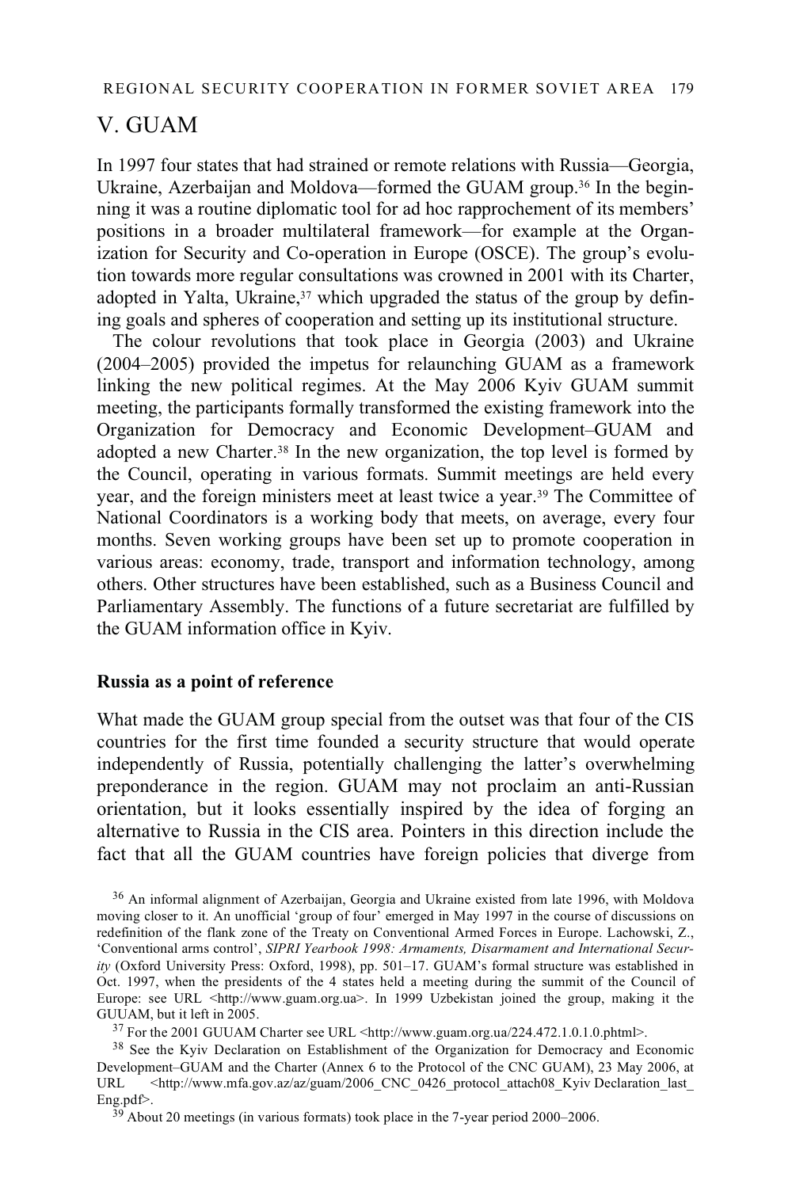## V. GUAM

In 1997 four states that had strained or remote relations with Russia—Georgia, Ukraine, Azerbaijan and Moldova—formed the GUAM group.[36] In the beginning it was a routine diplomatic tool for ad hoc rapprochement of its members' positions in a broader multilateral framework—for example at the Organization for Security and Co-operation in Europe (OSCE). The group's evolution towards more regular consultations was crowned in 2001 with its Charter, adopted in Yalta, Ukraine,[37] which upgraded the status of the group by defining goals and spheres of cooperation and setting up its institutional structure.

The colour revolutions that took place in Georgia (2003) and Ukraine (2004–2005) provided the impetus for relaunching GUAM as a framework linking the new political regimes. At the May 2006 Kyiv GUAM summit meeting, the participants formally transformed the existing framework into the Organization for Democracy and Economic Development–GUAM and adopted a new Charter.[38] In the new organization, the top level is formed by the Council, operating in various formats. Summit meetings are held every year, and the foreign ministers meet at least twice a year.[39] The Committee of National Coordinators is a working body that meets, on average, every four months. Seven working groups have been set up to promote cooperation in various areas: economy, trade, transport and information technology, among others. Other structures have been established, such as a Business Council and Parliamentary Assembly. The functions of a future secretariat are fulfilled by the GUAM information office in Kyiv.

### Russia as a point of reference

What made the GUAM group special from the outset was that four of the CIS countries for the first time founded a security structure that would operate independently of Russia, potentially challenging the latter's overwhelming preponderance in the region. GUAM may not proclaim an anti-Russian orientation, but it looks essentially inspired by the idea of forging an alternative to Russia in the CIS area. Pointers in this direction include the fact that all the GUAM countries have foreign policies that diverge from

[36] An informal alignment of Azerbaijan, Georgia and Ukraine existed from late 1996, with Moldova moving closer to it. An unofficial 'group of four' emerged in May 1997 in the course of discussions on redefinition of the flank zone of the Treaty on Conventional Armed Forces in Europe. Lachowski, Z., 'Conventional arms control', *SIPRI Yearbook 1998: Armaments, Disarmament and International Security* (Oxford University Press: Oxford, 1998), pp. 501–17. GUAM's formal structure was established in Oct. 1997, when the presidents of the 4 states held a meeting during the summit of the Council of Europe: see URL <http://www.guam.org.ua>. In 1999 Uzbekistan joined the group, making it the GUUAM, but it left in 2005.

[37] For the 2001 GUUAM Charter see URL <http://www.guam.org.ua/224.472.1.0.1.0.phtml>.

[38] See the Kyiv Declaration on Establishment of the Organization for Democracy and Economic Development–GUAM and the Charter (Annex 6 to the Protocol of the CNC GUAM), 23 May 2006, at URL <http://www.mfa.gov.az/az/guam/2006_CNC_0426_protocol_attach08_Kyiv Declaration_last_Eng.pdf>.

[39] About 20 meetings (in various formats) took place in the 7-year period 2000–2006.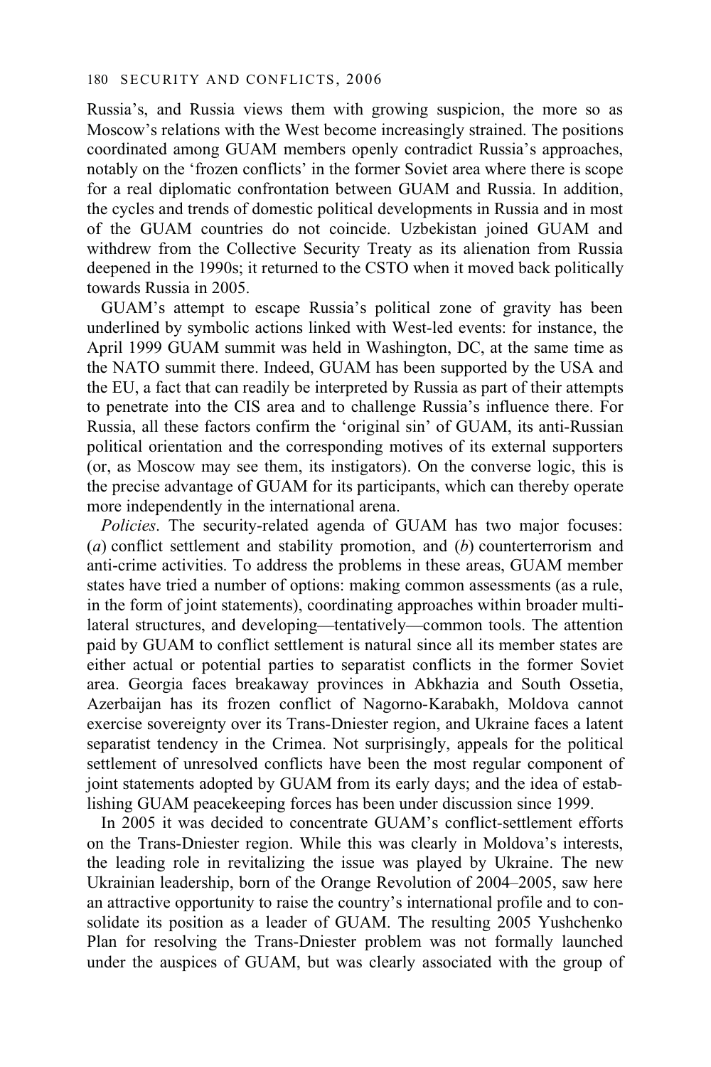Russia's, and Russia views them with growing suspicion, the more so as Moscow's relations with the West become increasingly strained. The positions coordinated among GUAM members openly contradict Russia's approaches, notably on the 'frozen conflicts' in the former Soviet area where there is scope for a real diplomatic confrontation between GUAM and Russia. In addition, the cycles and trends of domestic political developments in Russia and in most of the GUAM countries do not coincide. Uzbekistan joined GUAM and withdrew from the Collective Security Treaty as its alienation from Russia deepened in the 1990s; it returned to the CSTO when it moved back politically towards Russia in 2005.

GUAM's attempt to escape Russia's political zone of gravity has been underlined by symbolic actions linked with West-led events: for instance, the April 1999 GUAM summit was held in Washington, DC, at the same time as the NATO summit there. Indeed, GUAM has been supported by the USA and the EU, a fact that can readily be interpreted by Russia as part of their attempts to penetrate into the CIS area and to challenge Russia's influence there. For Russia, all these factors confirm the 'original sin' of GUAM, its anti-Russian political orientation and the corresponding motives of its external supporters (or, as Moscow may see them, its instigators). On the converse logic, this is the precise advantage of GUAM for its participants, which can thereby operate more independently in the international arena.

*Policies*. The security-related agenda of GUAM has two major focuses: (*a*) conflict settlement and stability promotion, and (*b*) counterterrorism and anti-crime activities. To address the problems in these areas, GUAM member states have tried a number of options: making common assessments (as a rule, in the form of joint statements), coordinating approaches within broader multilateral structures, and developing—tentatively—common tools. The attention paid by GUAM to conflict settlement is natural since all its member states are either actual or potential parties to separatist conflicts in the former Soviet area. Georgia faces breakaway provinces in Abkhazia and South Ossetia, Azerbaijan has its frozen conflict of Nagorno-Karabakh, Moldova cannot exercise sovereignty over its Trans-Dniester region, and Ukraine faces a latent separatist tendency in the Crimea. Not surprisingly, appeals for the political settlement of unresolved conflicts have been the most regular component of joint statements adopted by GUAM from its early days; and the idea of establishing GUAM peacekeeping forces has been under discussion since 1999.

In 2005 it was decided to concentrate GUAM's conflict-settlement efforts on the Trans-Dniester region. While this was clearly in Moldova's interests, the leading role in revitalizing the issue was played by Ukraine. The new Ukrainian leadership, born of the Orange Revolution of 2004–2005, saw here an attractive opportunity to raise the country's international profile and to consolidate its position as a leader of GUAM. The resulting 2005 Yushchenko Plan for resolving the Trans-Dniester problem was not formally launched under the auspices of GUAM, but was clearly associated with the group of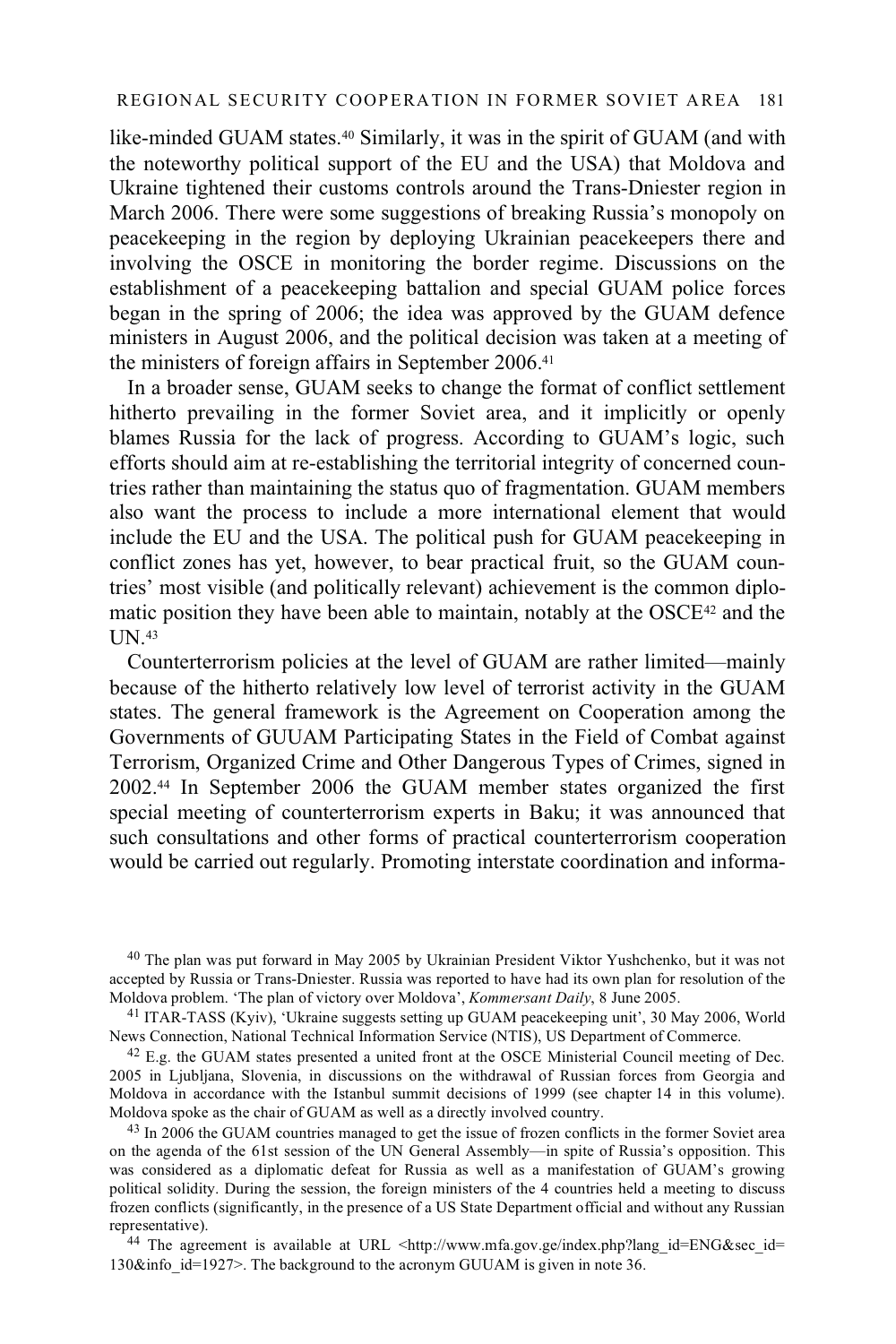like-minded GUAM states.[40] Similarly, it was in the spirit of GUAM (and with the noteworthy political support of the EU and the USA) that Moldova and Ukraine tightened their customs controls around the Trans-Dniester region in March 2006. There were some suggestions of breaking Russia's monopoly on peacekeeping in the region by deploying Ukrainian peacekeepers there and involving the OSCE in monitoring the border regime. Discussions on the establishment of a peacekeeping battalion and special GUAM police forces began in the spring of 2006; the idea was approved by the GUAM defence ministers in August 2006, and the political decision was taken at a meeting of the ministers of foreign affairs in September 2006.[41]

In a broader sense, GUAM seeks to change the format of conflict settlement hitherto prevailing in the former Soviet area, and it implicitly or openly blames Russia for the lack of progress. According to GUAM's logic, such efforts should aim at re-establishing the territorial integrity of concerned countries rather than maintaining the status quo of fragmentation. GUAM members also want the process to include a more international element that would include the EU and the USA. The political push for GUAM peacekeeping in conflict zones has yet, however, to bear practical fruit, so the GUAM countries' most visible (and politically relevant) achievement is the common diplomatic position they have been able to maintain, notably at the OSCE[42] and the UN.[43]

Counterterrorism policies at the level of GUAM are rather limited—mainly because of the hitherto relatively low level of terrorist activity in the GUAM states. The general framework is the Agreement on Cooperation among the Governments of GUUAM Participating States in the Field of Combat against Terrorism, Organized Crime and Other Dangerous Types of Crimes, signed in 2002.[44] In September 2006 the GUAM member states organized the first special meeting of counterterrorism experts in Baku; it was announced that such consultations and other forms of practical counterterrorism cooperation would be carried out regularly. Promoting interstate coordination and informa-

[40] The plan was put forward in May 2005 by Ukrainian President Viktor Yushchenko, but it was not accepted by Russia or Trans-Dniester. Russia was reported to have had its own plan for resolution of the Moldova problem. 'The plan of victory over Moldova', *Kommersant Daily*, 8 June 2005.

[41] ITAR-TASS (Kyiv), 'Ukraine suggests setting up GUAM peacekeeping unit', 30 May 2006, World News Connection, National Technical Information Service (NTIS), US Department of Commerce.

[42] E.g. the GUAM states presented a united front at the OSCE Ministerial Council meeting of Dec. 2005 in Ljubljana, Slovenia, in discussions on the withdrawal of Russian forces from Georgia and Moldova in accordance with the Istanbul summit decisions of 1999 (see chapter 14 in this volume). Moldova spoke as the chair of GUAM as well as a directly involved country.

[43] In 2006 the GUAM countries managed to get the issue of frozen conflicts in the former Soviet area on the agenda of the 61st session of the UN General Assembly—in spite of Russia's opposition. This was considered as a diplomatic defeat for Russia as well as a manifestation of GUAM's growing political solidity. During the session, the foreign ministers of the 4 countries held a meeting to discuss frozen conflicts (significantly, in the presence of a US State Department official and without any Russian representative).

[44] The agreement is available at URL <http://www.mfa.gov.ge/index.php?lang_id=ENG&sec_id=130&info_id=1927>. The background to the acronym GUUAM is given in note 36.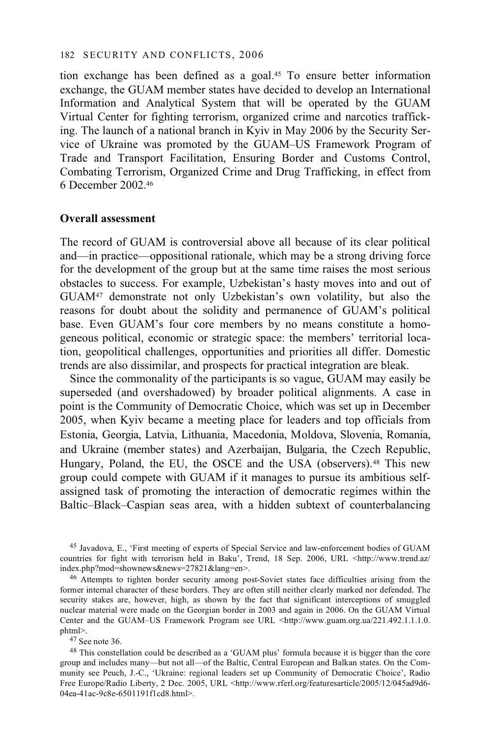tion exchange has been defined as a goal.[45] To ensure better information exchange, the GUAM member states have decided to develop an International Information and Analytical System that will be operated by the GUAM Virtual Center for fighting terrorism, organized crime and narcotics trafficking. The launch of a national branch in Kyiv in May 2006 by the Security Service of Ukraine was promoted by the GUAM–US Framework Program of Trade and Transport Facilitation, Ensuring Border and Customs Control, Combating Terrorism, Organized Crime and Drug Trafficking, in effect from 6 December 2002.[46]

**Overall assessment**

The record of GUAM is controversial above all because of its clear political and—in practice—oppositional rationale, which may be a strong driving force for the development of the group but at the same time raises the most serious obstacles to success. For example, Uzbekistan's hasty moves into and out of GUAM[47] demonstrate not only Uzbekistan's own volatility, but also the reasons for doubt about the solidity and permanence of GUAM's political base. Even GUAM's four core members by no means constitute a homogeneous political, economic or strategic space: the members' territorial location, geopolitical challenges, opportunities and priorities all differ. Domestic trends are also dissimilar, and prospects for practical integration are bleak.

Since the commonality of the participants is so vague, GUAM may easily be superseded (and overshadowed) by broader political alignments. A case in point is the Community of Democratic Choice, which was set up in December 2005, when Kyiv became a meeting place for leaders and top officials from Estonia, Georgia, Latvia, Lithuania, Macedonia, Moldova, Slovenia, Romania, and Ukraine (member states) and Azerbaijan, Bulgaria, the Czech Republic, Hungary, Poland, the EU, the OSCE and the USA (observers).[48] This new group could compete with GUAM if it manages to pursue its ambitious self-assigned task of promoting the interaction of democratic regimes within the Baltic–Black–Caspian seas area, with a hidden subtext of counterbalancing

[45] Javadova, E., 'First meeting of experts of Special Service and law-enforcement bodies of GUAM countries for fight with terrorism held in Baku', Trend, 18 Sep. 2006, URL <http://www.trend.az/index.php?mod=shownews&news=27821&lang=en>.

[46] Attempts to tighten border security among post-Soviet states face difficulties arising from the former internal character of these borders. They are often still neither clearly marked nor defended. The security stakes are, however, high, as shown by the fact that significant interceptions of smuggled nuclear material were made on the Georgian border in 2003 and again in 2006. On the GUAM Virtual Center and the GUAM–US Framework Program see URL <http://www.guam.org.ua/221.492.1.1.1.0.phtml>.

[47] See note 36.

[48] This constellation could be described as a 'GUAM plus' formula because it is bigger than the core group and includes many—but not all—of the Baltic, Central European and Balkan states. On the Community see Peuch, J.-C., 'Ukraine: regional leaders set up Community of Democratic Choice', Radio Free Europe/Radio Liberty, 2 Dec. 2005, URL <http://www.rferl.org/featuresarticle/2005/12/045ad9d6-04ea-41ac-9c8e-6501191f1cd8.html>.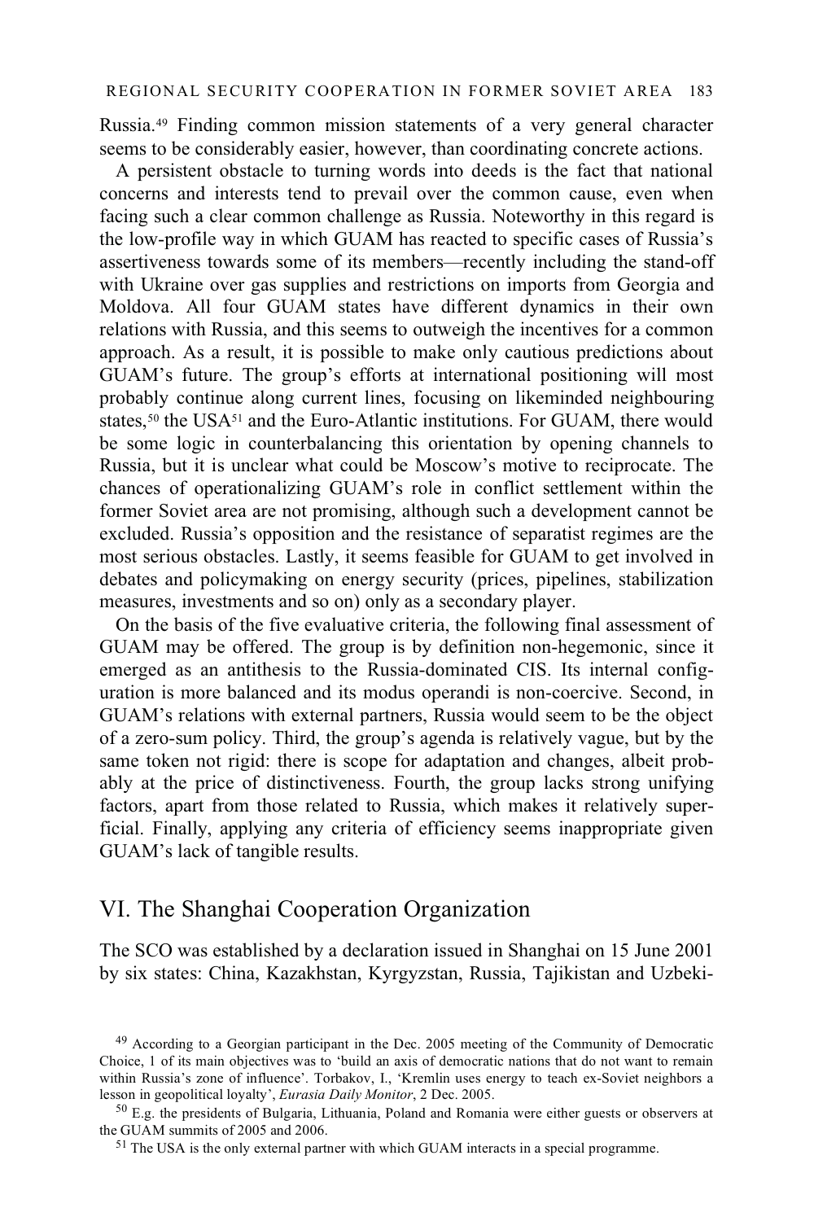Russia.[49] Finding common mission statements of a very general character seems to be considerably easier, however, than coordinating concrete actions.

A persistent obstacle to turning words into deeds is the fact that national concerns and interests tend to prevail over the common cause, even when facing such a clear common challenge as Russia. Noteworthy in this regard is the low-profile way in which GUAM has reacted to specific cases of Russia's assertiveness towards some of its members—recently including the stand-off with Ukraine over gas supplies and restrictions on imports from Georgia and Moldova. All four GUAM states have different dynamics in their own relations with Russia, and this seems to outweigh the incentives for a common approach. As a result, it is possible to make only cautious predictions about GUAM's future. The group's efforts at international positioning will most probably continue along current lines, focusing on likeminded neighbouring states,[50] the USA[51] and the Euro-Atlantic institutions. For GUAM, there would be some logic in counterbalancing this orientation by opening channels to Russia, but it is unclear what could be Moscow's motive to reciprocate. The chances of operationalizing GUAM's role in conflict settlement within the former Soviet area are not promising, although such a development cannot be excluded. Russia's opposition and the resistance of separatist regimes are the most serious obstacles. Lastly, it seems feasible for GUAM to get involved in debates and policymaking on energy security (prices, pipelines, stabilization measures, investments and so on) only as a secondary player.

On the basis of the five evaluative criteria, the following final assessment of GUAM may be offered. The group is by definition non-hegemonic, since it emerged as an antithesis to the Russia-dominated CIS. Its internal configuration is more balanced and its modus operandi is non-coercive. Second, in GUAM's relations with external partners, Russia would seem to be the object of a zero-sum policy. Third, the group's agenda is relatively vague, but by the same token not rigid: there is scope for adaptation and changes, albeit probably at the price of distinctiveness. Fourth, the group lacks strong unifying factors, apart from those related to Russia, which makes it relatively superficial. Finally, applying any criteria of efficiency seems inappropriate given GUAM's lack of tangible results.

## VI. The Shanghai Cooperation Organization

The SCO was established by a declaration issued in Shanghai on 15 June 2001 by six states: China, Kazakhstan, Kyrgyzstan, Russia, Tajikistan and Uzbeki-

[49] According to a Georgian participant in the Dec. 2005 meeting of the Community of Democratic Choice, 1 of its main objectives was to 'build an axis of democratic nations that do not want to remain within Russia's zone of influence'. Torbakov, I., 'Kremlin uses energy to teach ex-Soviet neighbors a lesson in geopolitical loyalty', *Eurasia Daily Monitor*, 2 Dec. 2005.

[50] E.g. the presidents of Bulgaria, Lithuania, Poland and Romania were either guests or observers at the GUAM summits of 2005 and 2006.

[51] The USA is the only external partner with which GUAM interacts in a special programme.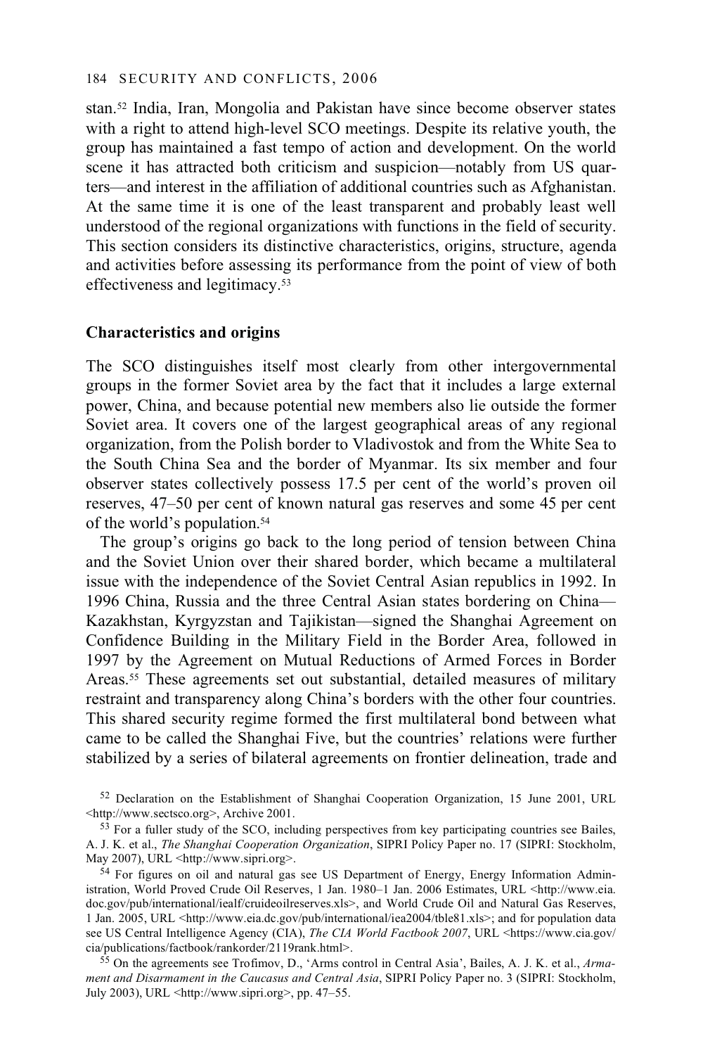stan.[52] India, Iran, Mongolia and Pakistan have since become observer states with a right to attend high-level SCO meetings. Despite its relative youth, the group has maintained a fast tempo of action and development. On the world scene it has attracted both criticism and suspicion—notably from US quarters—and interest in the affiliation of additional countries such as Afghanistan. At the same time it is one of the least transparent and probably least well understood of the regional organizations with functions in the field of security. This section considers its distinctive characteristics, origins, structure, agenda and activities before assessing its performance from the point of view of both effectiveness and legitimacy.[53]

### Characteristics and origins

The SCO distinguishes itself most clearly from other intergovernmental groups in the former Soviet area by the fact that it includes a large external power, China, and because potential new members also lie outside the former Soviet area. It covers one of the largest geographical areas of any regional organization, from the Polish border to Vladivostok and from the White Sea to the South China Sea and the border of Myanmar. Its six member and four observer states collectively possess 17.5 per cent of the world's proven oil reserves, 47–50 per cent of known natural gas reserves and some 45 per cent of the world's population.[54]

The group's origins go back to the long period of tension between China and the Soviet Union over their shared border, which became a multilateral issue with the independence of the Soviet Central Asian republics in 1992. In 1996 China, Russia and the three Central Asian states bordering on China—Kazakhstan, Kyrgyzstan and Tajikistan—signed the Shanghai Agreement on Confidence Building in the Military Field in the Border Area, followed in 1997 by the Agreement on Mutual Reductions of Armed Forces in Border Areas.[55] These agreements set out substantial, detailed measures of military restraint and transparency along China's borders with the other four countries. This shared security regime formed the first multilateral bond between what came to be called the Shanghai Five, but the countries' relations were further stabilized by a series of bilateral agreements on frontier delineation, trade and

[52] Declaration on the Establishment of Shanghai Cooperation Organization, 15 June 2001, URL <http://www.sectsco.org>, Archive 2001.

[53] For a fuller study of the SCO, including perspectives from key participating countries see Bailes, A. J. K. et al., *The Shanghai Cooperation Organization*, SIPRI Policy Paper no. 17 (SIPRI: Stockholm, May 2007), URL <http://www.sipri.org>.

[54] For figures on oil and natural gas see US Department of Energy, Energy Information Administration, World Proved Crude Oil Reserves, 1 Jan. 1980–1 Jan. 2006 Estimates, URL <http://www.eia.doc.gov/pub/international/iealf/cruideoilreserves.xls>, and World Crude Oil and Natural Gas Reserves, 1 Jan. 2005, URL <http://www.eia.dc.gov/pub/international/iea2004/tble81.xls>; and for population data see US Central Intelligence Agency (CIA), *The CIA World Factbook 2007*, URL <https://www.cia.gov/cia/publications/factbook/rankorder/2119rank.html>.

[55] On the agreements see Trofimov, D., 'Arms control in Central Asia', Bailes, A. J. K. et al., *Armament and Disarmament in the Caucasus and Central Asia*, SIPRI Policy Paper no. 3 (SIPRI: Stockholm, July 2003), URL <http://www.sipri.org>, pp. 47–55.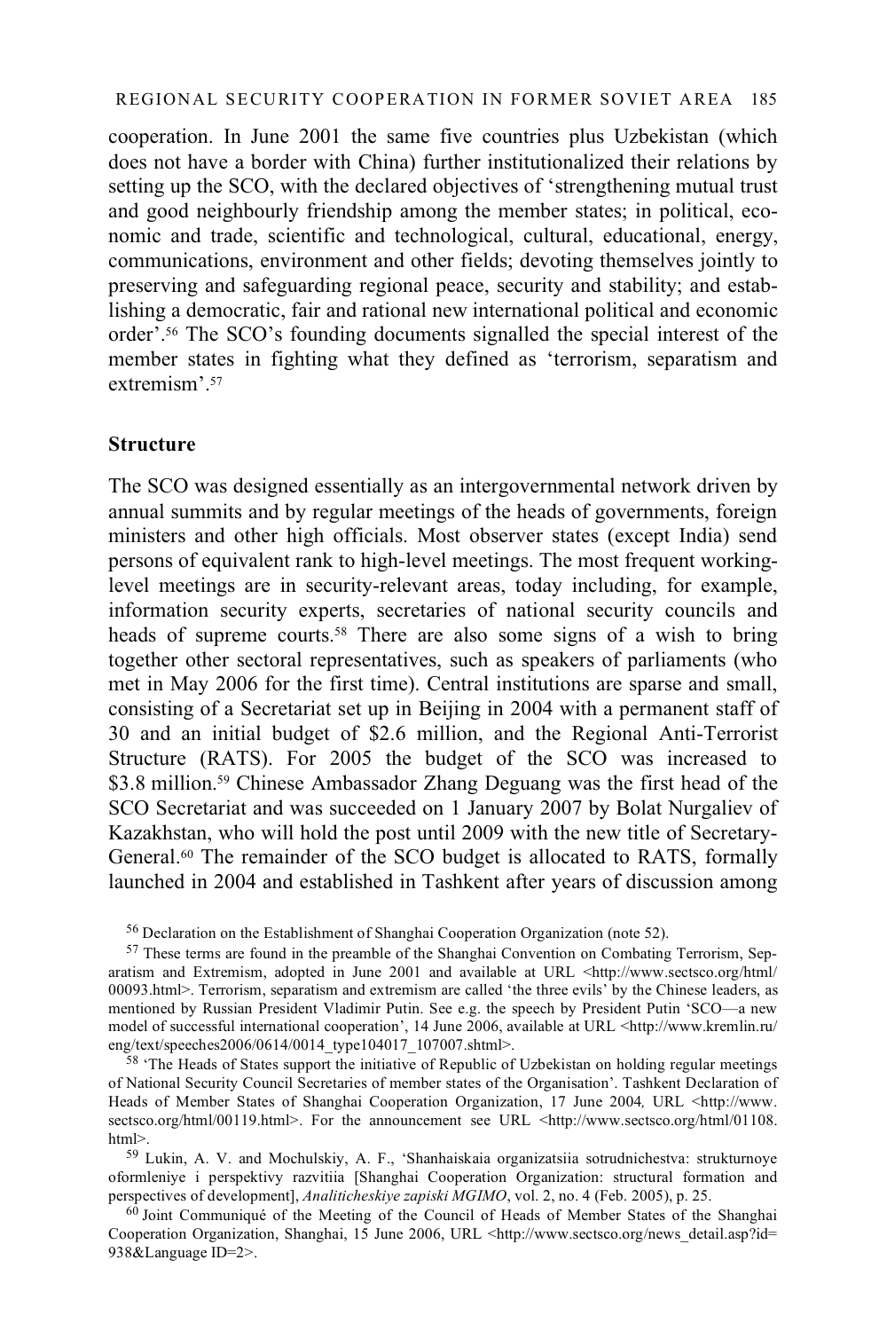cooperation. In June 2001 the same five countries plus Uzbekistan (which does not have a border with China) further institutionalized their relations by setting up the SCO, with the declared objectives of 'strengthening mutual trust and good neighbourly friendship among the member states; in political, economic and trade, scientific and technological, cultural, educational, energy, communications, environment and other fields; devoting themselves jointly to preserving and safeguarding regional peace, security and stability; and establishing a democratic, fair and rational new international political and economic order'.[56] The SCO's founding documents signalled the special interest of the member states in fighting what they defined as 'terrorism, separatism and extremism'.[57]

### Structure

The SCO was designed essentially as an intergovernmental network driven by annual summits and by regular meetings of the heads of governments, foreign ministers and other high officials. Most observer states (except India) send persons of equivalent rank to high-level meetings. The most frequent working-level meetings are in security-relevant areas, today including, for example, information security experts, secretaries of national security councils and heads of supreme courts.[58] There are also some signs of a wish to bring together other sectoral representatives, such as speakers of parliaments (who met in May 2006 for the first time). Central institutions are sparse and small, consisting of a Secretariat set up in Beijing in 2004 with a permanent staff of 30 and an initial budget of \$2.6 million, and the Regional Anti-Terrorist Structure (RATS). For 2005 the budget of the SCO was increased to \$3.8 million.[59] Chinese Ambassador Zhang Deguang was the first head of the SCO Secretariat and was succeeded on 1 January 2007 by Bolat Nurgaliev of Kazakhstan, who will hold the post until 2009 with the new title of Secretary-General.[60] The remainder of the SCO budget is allocated to RATS, formally launched in 2004 and established in Tashkent after years of discussion among

---

[56] Declaration on the Establishment of Shanghai Cooperation Organization (note 52).

[57] These terms are found in the preamble of the Shanghai Convention on Combating Terrorism, Separatism and Extremism, adopted in June 2001 and available at URL <http://www.sectsco.org/html/00093.html>. Terrorism, separatism and extremism are called 'the three evils' by the Chinese leaders, as mentioned by Russian President Vladimir Putin. See e.g. the speech by President Putin 'SCO—a new model of successful international cooperation', 14 June 2006, available at URL <http://www.kremlin.ru/eng/text/speeches2006/0614/0014_type104017_107007.shtml>.

[58] 'The Heads of States support the initiative of Republic of Uzbekistan on holding regular meetings of National Security Council Secretaries of member states of the Organisation'. Tashkent Declaration of Heads of Member States of Shanghai Cooperation Organization, 17 June 2004*,* URL <http://www.sectsco.org/html/00119.html>. For the announcement see URL <http://www.sectsco.org/html/01108.html>.

[59] Lukin, A. V. and Mochulskiy, A. F., 'Shanhaiskaia organizatsiia sotrudnichestva: strukturnoye oformleniye i perspektivy razvitiia [Shanghai Cooperation Organization: structural formation and perspectives of development], *Analiticheskiye zapiski MGIMO*, vol. 2, no. 4 (Feb. 2005), p. 25.

[60] Joint Communiqué of the Meeting of the Council of Heads of Member States of the Shanghai Cooperation Organization, Shanghai, 15 June 2006, URL <http://www.sectsco.org/news_detail.asp?id=938&Language ID=2>.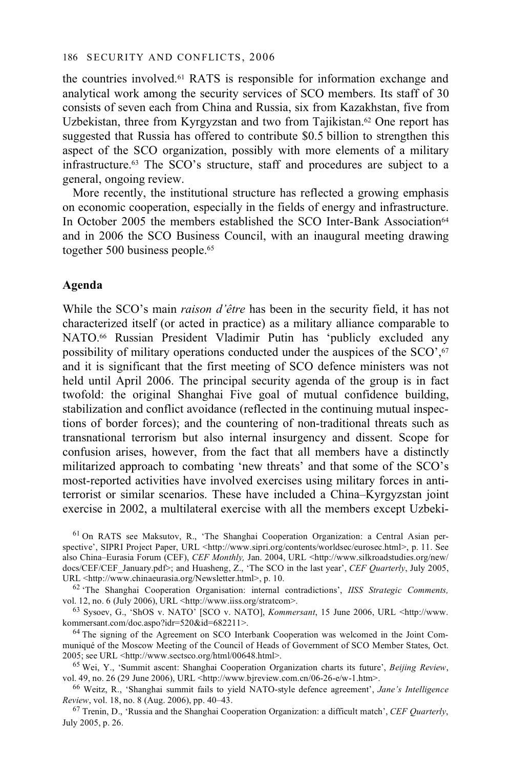the countries involved.[61] RATS is responsible for information exchange and analytical work among the security services of SCO members. Its staff of 30 consists of seven each from China and Russia, six from Kazakhstan, five from Uzbekistan, three from Kyrgyzstan and two from Tajikistan.[62] One report has suggested that Russia has offered to contribute $0.5 billion to strengthen this aspect of the SCO organization, possibly with more elements of a military infrastructure.[63] The SCO's structure, staff and procedures are subject to a general, ongoing review.

More recently, the institutional structure has reflected a growing emphasis on economic cooperation, especially in the fields of energy and infrastructure. In October 2005 the members established the SCO Inter-Bank Association[64] and in 2006 the SCO Business Council, with an inaugural meeting drawing together 500 business people.[65]

**Agenda**

While the SCO's main *raison d'être* has been in the security field, it has not characterized itself (or acted in practice) as a military alliance comparable to NATO.[66] Russian President Vladimir Putin has 'publicly excluded any possibility of military operations conducted under the auspices of the SCO',[67] and it is significant that the first meeting of SCO defence ministers was not held until April 2006. The principal security agenda of the group is in fact twofold: the original Shanghai Five goal of mutual confidence building, stabilization and conflict avoidance (reflected in the continuing mutual inspections of border forces); and the countering of non-traditional threats such as transnational terrorism but also internal insurgency and dissent. Scope for confusion arises, however, from the fact that all members have a distinctly militarized approach to combating 'new threats' and that some of the SCO's most-reported activities have involved exercises using military forces in anti-terrorist or similar scenarios. These have included a China–Kyrgyzstan joint exercise in 2002, a multilateral exercise with all the members except Uzbeki-

[61] On RATS see Maksutov, R., 'The Shanghai Cooperation Organization: a Central Asian perspective', SIPRI Project Paper, URL <http://www.sipri.org/contents/worldsec/eurosec.html>, p. 11. See also China–Eurasia Forum (CEF), *CEF Monthly,* Jan. 2004, URL <http://www.silkroadstudies.org/new/docs/CEF/CEF_January.pdf>; and Huasheng, Z., 'The SCO in the last year', *CEF Quarterly*, July 2005, URL <http://www.chinaeurasia.org/Newsletter.html>, p. 10.

[62] 'The Shanghai Cooperation Organisation: internal contradictions', *IISS Strategic Comments,* vol. 12, no. 6 (July 2006), URL <http://www.iiss.org/stratcom>.

[63] Sysoev, G., 'ShOS v. NATO' [SCO v. NATO], *Kommersant*, 15 June 2006, URL <http://www.kommersant.com/doc.aspo?idr=520&id=682211>.

[64] The signing of the Agreement on SCO Interbank Cooperation was welcomed in the Joint Communiqué of the Moscow Meeting of the Council of Heads of Government of SCO Member States, Oct. 2005; see URL <http://www.sectsco.org/html/00648.html>.

[65] Wei, Y., 'Summit ascent: Shanghai Cooperation Organization charts its future', *Beijing Review*, vol. 49, no. 26 (29 June 2006), URL <http://www.bjreview.com.cn/06-26-e/w-1.htm>.

[66] Weitz, R., 'Shanghai summit fails to yield NATO-style defence agreement', *Jane's Intelligence Review*, vol. 18, no. 8 (Aug. 2006), pp. 40–43.

[67] Trenin, D., 'Russia and the Shanghai Cooperation Organization: a difficult match', *CEF Quarterly*, July 2005, p. 26.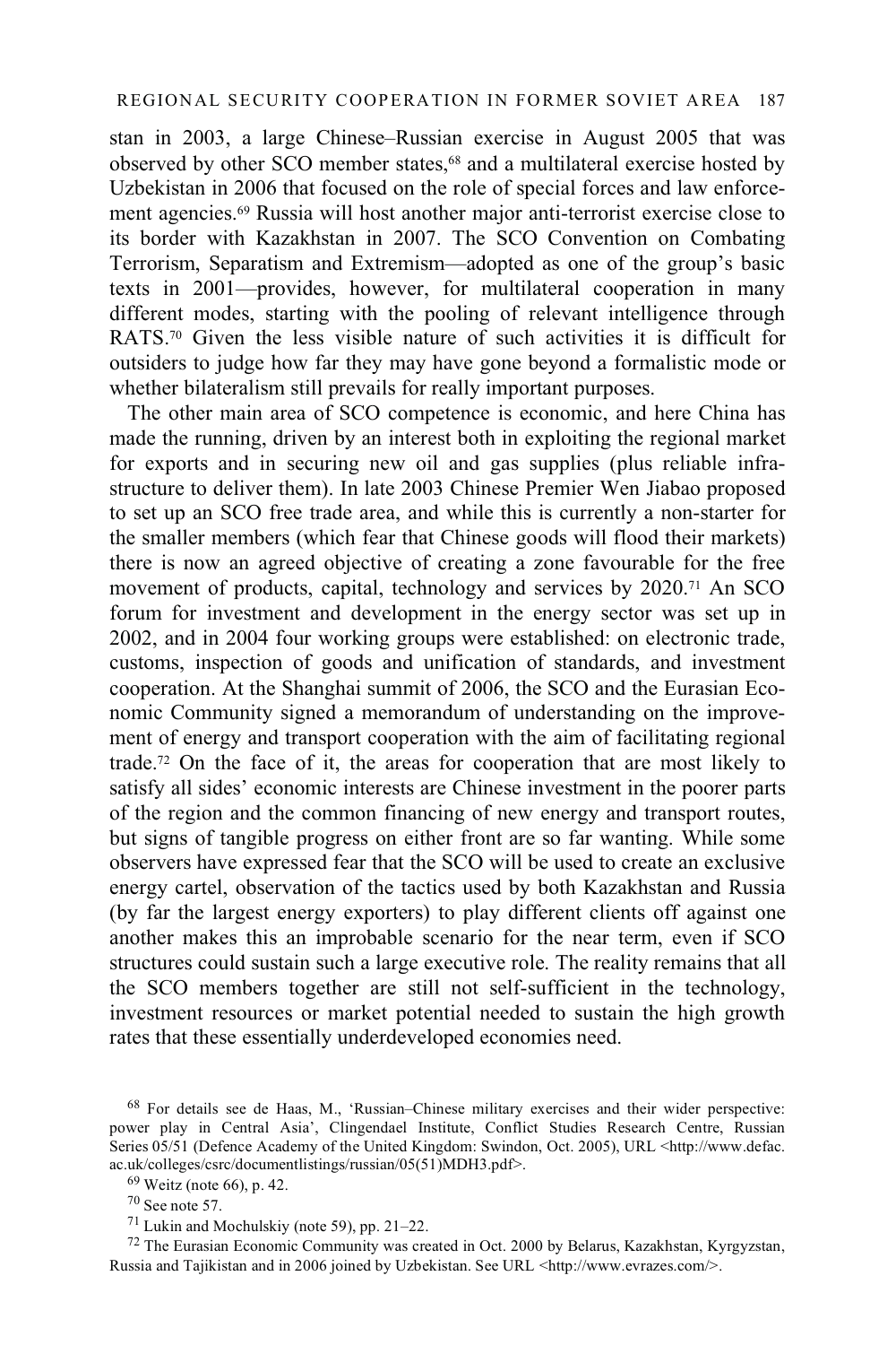stan in 2003, a large Chinese–Russian exercise in August 2005 that was observed by other SCO member states,[68] and a multilateral exercise hosted by Uzbekistan in 2006 that focused on the role of special forces and law enforcement agencies.[69] Russia will host another major anti-terrorist exercise close to its border with Kazakhstan in 2007. The SCO Convention on Combating Terrorism, Separatism and Extremism—adopted as one of the group's basic texts in 2001—provides, however, for multilateral cooperation in many different modes, starting with the pooling of relevant intelligence through RATS.[70] Given the less visible nature of such activities it is difficult for outsiders to judge how far they may have gone beyond a formalistic mode or whether bilateralism still prevails for really important purposes.

The other main area of SCO competence is economic, and here China has made the running, driven by an interest both in exploiting the regional market for exports and in securing new oil and gas supplies (plus reliable infrastructure to deliver them). In late 2003 Chinese Premier Wen Jiabao proposed to set up an SCO free trade area, and while this is currently a non-starter for the smaller members (which fear that Chinese goods will flood their markets) there is now an agreed objective of creating a zone favourable for the free movement of products, capital, technology and services by 2020.[71] An SCO forum for investment and development in the energy sector was set up in 2002, and in 2004 four working groups were established: on electronic trade, customs, inspection of goods and unification of standards, and investment cooperation. At the Shanghai summit of 2006, the SCO and the Eurasian Economic Community signed a memorandum of understanding on the improvement of energy and transport cooperation with the aim of facilitating regional trade.[72] On the face of it, the areas for cooperation that are most likely to satisfy all sides' economic interests are Chinese investment in the poorer parts of the region and the common financing of new energy and transport routes, but signs of tangible progress on either front are so far wanting. While some observers have expressed fear that the SCO will be used to create an exclusive energy cartel, observation of the tactics used by both Kazakhstan and Russia (by far the largest energy exporters) to play different clients off against one another makes this an improbable scenario for the near term, even if SCO structures could sustain such a large executive role. The reality remains that all the SCO members together are still not self-sufficient in the technology, investment resources or market potential needed to sustain the high growth rates that these essentially underdeveloped economies need.

---

[68] For details see de Haas, M., 'Russian–Chinese military exercises and their wider perspective: power play in Central Asia', Clingendael Institute, Conflict Studies Research Centre, Russian Series 05/51 (Defence Academy of the United Kingdom: Swindon, Oct. 2005), URL <http://www.defac.ac.uk/colleges/csrc/documentlistings/russian/05(51)MDH3.pdf>.

[69] Weitz (note 66), p. 42.

[70] See note 57.

[71] Lukin and Mochulskiy (note 59), pp. 21–22.

[72] The Eurasian Economic Community was created in Oct. 2000 by Belarus, Kazakhstan, Kyrgyzstan, Russia and Tajikistan and in 2006 joined by Uzbekistan. See URL <http://www.evrazes.com/>.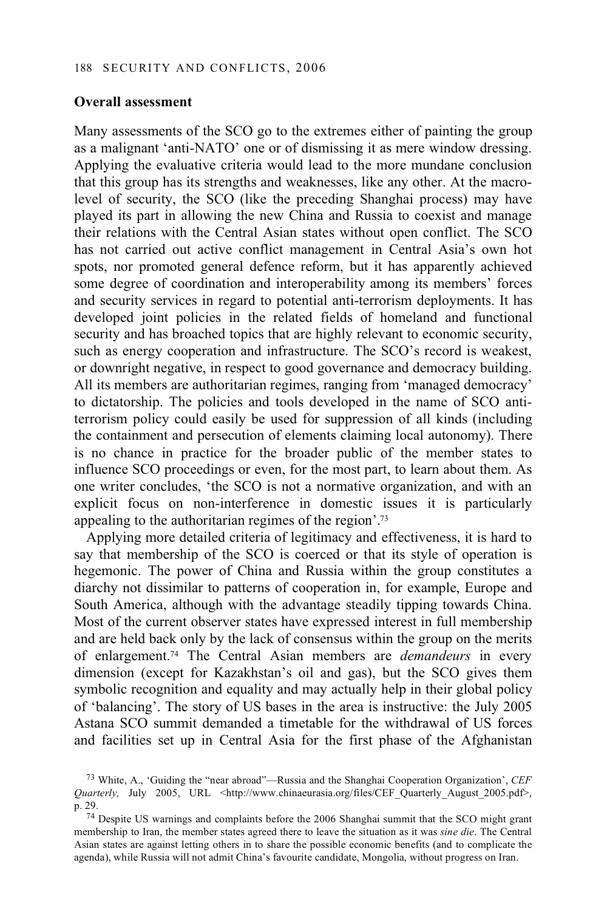**Overall assessment**

Many assessments of the SCO go to the extremes either of painting the group as a malignant 'anti-NATO' one or of dismissing it as mere window dressing. Applying the evaluative criteria would lead to the more mundane conclusion that this group has its strengths and weaknesses, like any other. At the macro-level of security, the SCO (like the preceding Shanghai process) may have played its part in allowing the new China and Russia to coexist and manage their relations with the Central Asian states without open conflict. The SCO has not carried out active conflict management in Central Asia's own hot spots, nor promoted general defence reform, but it has apparently achieved some degree of coordination and interoperability among its members' forces and security services in regard to potential anti-terrorism deployments. It has developed joint policies in the related fields of homeland and functional security and has broached topics that are highly relevant to economic security, such as energy cooperation and infrastructure. The SCO's record is weakest, or downright negative, in respect to good governance and democracy building. All its members are authoritarian regimes, ranging from 'managed democracy' to dictatorship. The policies and tools developed in the name of SCO anti-terrorism policy could easily be used for suppression of all kinds (including the containment and persecution of elements claiming local autonomy). There is no chance in practice for the broader public of the member states to influence SCO proceedings or even, for the most part, to learn about them. As one writer concludes, 'the SCO is not a normative organization, and with an explicit focus on non-interference in domestic issues it is particularly appealing to the authoritarian regimes of the region'.[73]

Applying more detailed criteria of legitimacy and effectiveness, it is hard to say that membership of the SCO is coerced or that its style of operation is hegemonic. The power of China and Russia within the group constitutes a diarchy not dissimilar to patterns of cooperation in, for example, Europe and South America, although with the advantage steadily tipping towards China. Most of the current observer states have expressed interest in full membership and are held back only by the lack of consensus within the group on the merits of enlargement.[74] The Central Asian members are *demandeurs* in every dimension (except for Kazakhstan's oil and gas), but the SCO gives them symbolic recognition and equality and may actually help in their global policy of 'balancing'. The story of US bases in the area is instructive: the July 2005 Astana SCO summit demanded a timetable for the withdrawal of US forces and facilities set up in Central Asia for the first phase of the Afghanistan

[73] White, A., 'Guiding the "near abroad"—Russia and the Shanghai Cooperation Organization', *CEF Quarterly,* July 2005, URL <http://www.chinaeurasia.org/files/CEF_Quarterly_August_2005.pdf>, p. 29.

[74] Despite US warnings and complaints before the 2006 Shanghai summit that the SCO might grant membership to Iran, the member states agreed there to leave the situation as it was *sine die*. The Central Asian states are against letting others in to share the possible economic benefits (and to complicate the agenda), while Russia will not admit China's favourite candidate, Mongolia, without progress on Iran.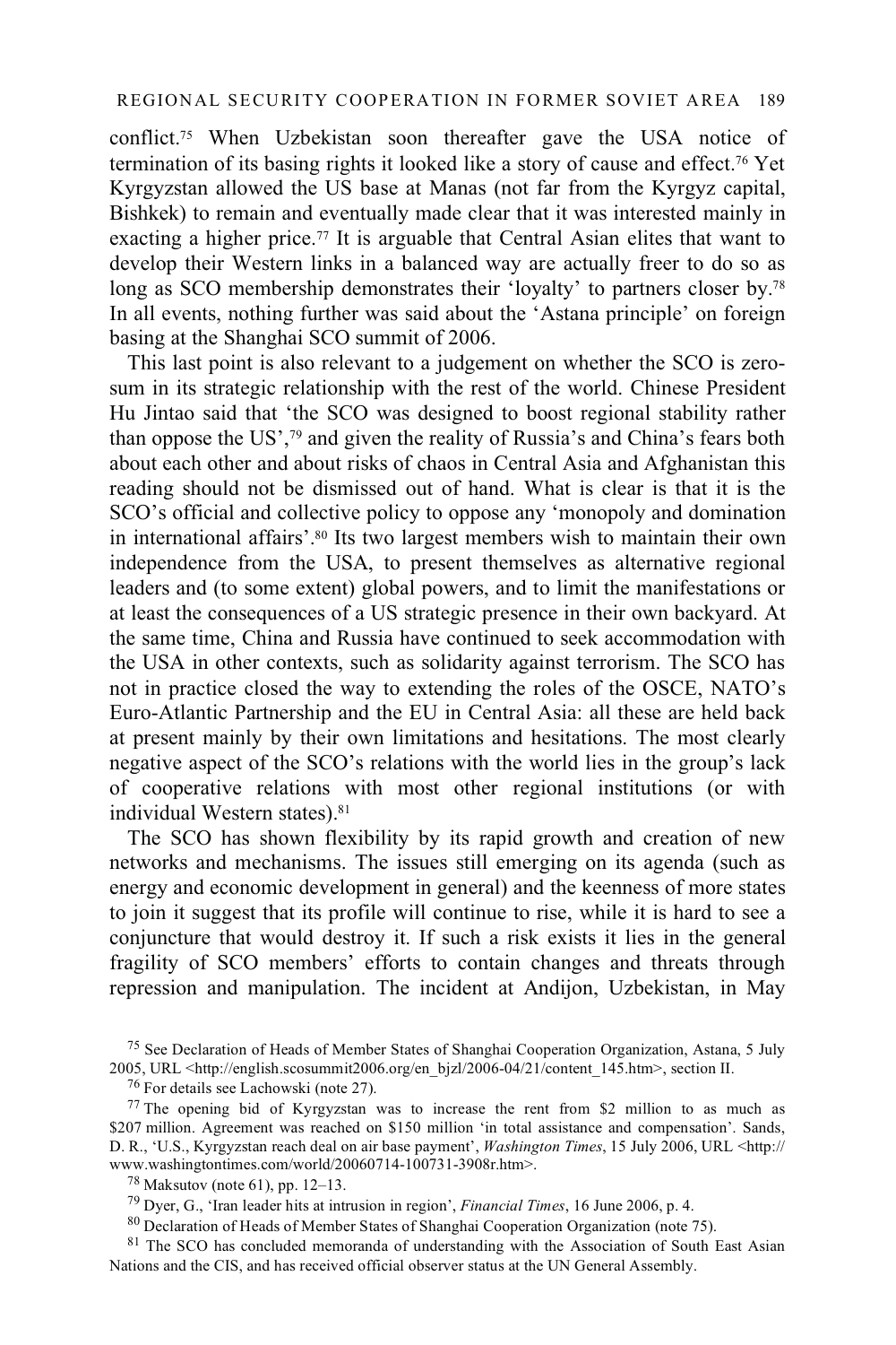conflict.[75] When Uzbekistan soon thereafter gave the USA notice of termination of its basing rights it looked like a story of cause and effect.[76] Yet Kyrgyzstan allowed the US base at Manas (not far from the Kyrgyz capital, Bishkek) to remain and eventually made clear that it was interested mainly in exacting a higher price.[77] It is arguable that Central Asian elites that want to develop their Western links in a balanced way are actually freer to do so as long as SCO membership demonstrates their 'loyalty' to partners closer by.[78] In all events, nothing further was said about the 'Astana principle' on foreign basing at the Shanghai SCO summit of 2006.

This last point is also relevant to a judgement on whether the SCO is zero-sum in its strategic relationship with the rest of the world. Chinese President Hu Jintao said that 'the SCO was designed to boost regional stability rather than oppose the US',[79] and given the reality of Russia's and China's fears both about each other and about risks of chaos in Central Asia and Afghanistan this reading should not be dismissed out of hand. What is clear is that it is the SCO's official and collective policy to oppose any 'monopoly and domination in international affairs'.[80] Its two largest members wish to maintain their own independence from the USA, to present themselves as alternative regional leaders and (to some extent) global powers, and to limit the manifestations or at least the consequences of a US strategic presence in their own backyard. At the same time, China and Russia have continued to seek accommodation with the USA in other contexts, such as solidarity against terrorism. The SCO has not in practice closed the way to extending the roles of the OSCE, NATO's Euro-Atlantic Partnership and the EU in Central Asia: all these are held back at present mainly by their own limitations and hesitations. The most clearly negative aspect of the SCO's relations with the world lies in the group's lack of cooperative relations with most other regional institutions (or with individual Western states).[81]

The SCO has shown flexibility by its rapid growth and creation of new networks and mechanisms. The issues still emerging on its agenda (such as energy and economic development in general) and the keenness of more states to join it suggest that its profile will continue to rise, while it is hard to see a conjuncture that would destroy it. If such a risk exists it lies in the general fragility of SCO members' efforts to contain changes and threats through repression and manipulation. The incident at Andijon, Uzbekistan, in May

[75] See Declaration of Heads of Member States of Shanghai Cooperation Organization, Astana, 5 July 2005, URL <http://english.scosummit2006.org/en_bjzl/2006-04/21/content_145.htm>, section II.

[76] For details see Lachowski (note 27).

[77] The opening bid of Kyrgyzstan was to increase the rent from $2 million to as much as $207 million. Agreement was reached on $150 million 'in total assistance and compensation'. Sands, D. R., 'U.S., Kyrgyzstan reach deal on air base payment', *Washington Times*, 15 July 2006, URL <http://www.washingtontimes.com/world/20060714-100731-3908r.htm>.

[78] Maksutov (note 61), pp. 12–13.

[79] Dyer, G., 'Iran leader hits at intrusion in region', *Financial Times*, 16 June 2006, p. 4.

[80] Declaration of Heads of Member States of Shanghai Cooperation Organization (note 75).

[81] The SCO has concluded memoranda of understanding with the Association of South East Asian Nations and the CIS, and has received official observer status at the UN General Assembly.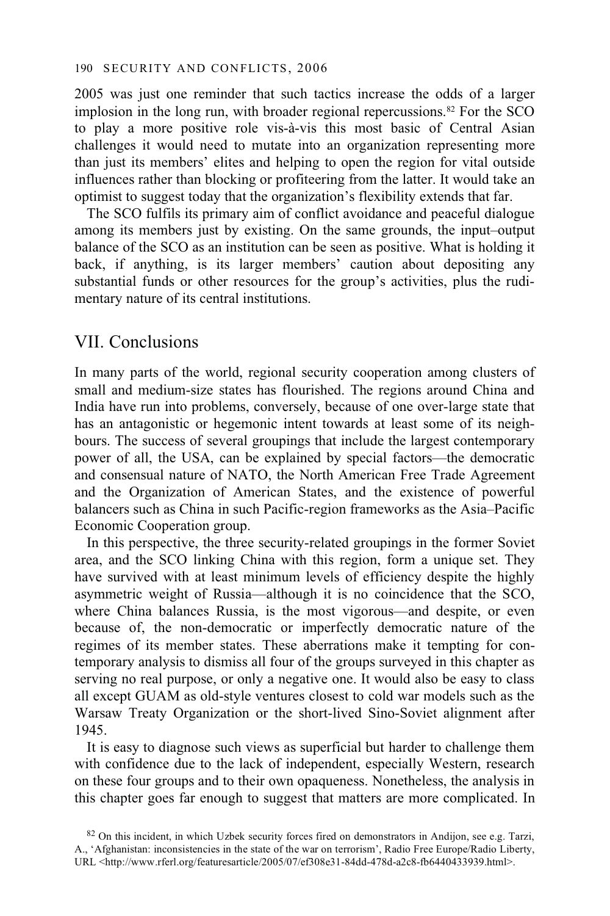2005 was just one reminder that such tactics increase the odds of a larger implosion in the long run, with broader regional repercussions.[82] For the SCO to play a more positive role vis-à-vis this most basic of Central Asian challenges it would need to mutate into an organization representing more than just its members' elites and helping to open the region for vital outside influences rather than blocking or profiteering from the latter. It would take an optimist to suggest today that the organization's flexibility extends that far.

The SCO fulfils its primary aim of conflict avoidance and peaceful dialogue among its members just by existing. On the same grounds, the input–output balance of the SCO as an institution can be seen as positive. What is holding it back, if anything, is its larger members' caution about depositing any substantial funds or other resources for the group's activities, plus the rudimentary nature of its central institutions.

## VII. Conclusions

In many parts of the world, regional security cooperation among clusters of small and medium-size states has flourished. The regions around China and India have run into problems, conversely, because of one over-large state that has an antagonistic or hegemonic intent towards at least some of its neighbours. The success of several groupings that include the largest contemporary power of all, the USA, can be explained by special factors—the democratic and consensual nature of NATO, the North American Free Trade Agreement and the Organization of American States, and the existence of powerful balancers such as China in such Pacific-region frameworks as the Asia–Pacific Economic Cooperation group.

In this perspective, the three security-related groupings in the former Soviet area, and the SCO linking China with this region, form a unique set. They have survived with at least minimum levels of efficiency despite the highly asymmetric weight of Russia—although it is no coincidence that the SCO, where China balances Russia, is the most vigorous—and despite, or even because of, the non-democratic or imperfectly democratic nature of the regimes of its member states. These aberrations make it tempting for contemporary analysis to dismiss all four of the groups surveyed in this chapter as serving no real purpose, or only a negative one. It would also be easy to class all except GUAM as old-style ventures closest to cold war models such as the Warsaw Treaty Organization or the short-lived Sino-Soviet alignment after 1945.

It is easy to diagnose such views as superficial but harder to challenge them with confidence due to the lack of independent, especially Western, research on these four groups and to their own opaqueness. Nonetheless, the analysis in this chapter goes far enough to suggest that matters are more complicated. In

[82] On this incident, in which Uzbek security forces fired on demonstrators in Andijon, see e.g. Tarzi, A., 'Afghanistan: inconsistencies in the state of the war on terrorism', Radio Free Europe/Radio Liberty, URL <http://www.rferl.org/featuresarticle/2005/07/ef308e31-84dd-478d-a2c8-fb6440433939.html>.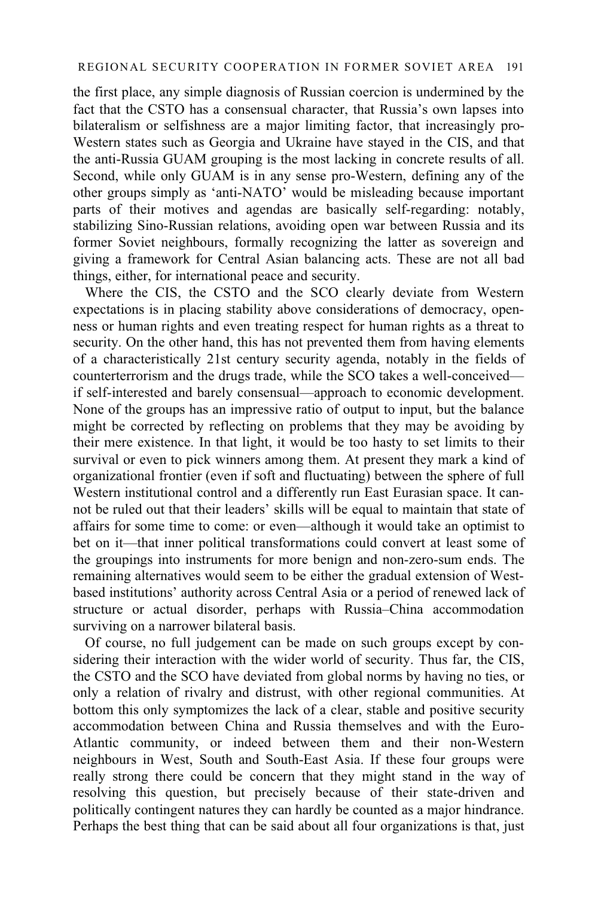the first place, any simple diagnosis of Russian coercion is undermined by the fact that the CSTO has a consensual character, that Russia's own lapses into bilateralism or selfishness are a major limiting factor, that increasingly pro-Western states such as Georgia and Ukraine have stayed in the CIS, and that the anti-Russia GUAM grouping is the most lacking in concrete results of all. Second, while only GUAM is in any sense pro-Western, defining any of the other groups simply as 'anti-NATO' would be misleading because important parts of their motives and agendas are basically self-regarding: notably, stabilizing Sino-Russian relations, avoiding open war between Russia and its former Soviet neighbours, formally recognizing the latter as sovereign and giving a framework for Central Asian balancing acts. These are not all bad things, either, for international peace and security.

Where the CIS, the CSTO and the SCO clearly deviate from Western expectations is in placing stability above considerations of democracy, openness or human rights and even treating respect for human rights as a threat to security. On the other hand, this has not prevented them from having elements of a characteristically 21st century security agenda, notably in the fields of counterterrorism and the drugs trade, while the SCO takes a well-conceived—if self-interested and barely consensual—approach to economic development. None of the groups has an impressive ratio of output to input, but the balance might be corrected by reflecting on problems that they may be avoiding by their mere existence. In that light, it would be too hasty to set limits to their survival or even to pick winners among them. At present they mark a kind of organizational frontier (even if soft and fluctuating) between the sphere of full Western institutional control and a differently run East Eurasian space. It cannot be ruled out that their leaders' skills will be equal to maintain that state of affairs for some time to come: or even—although it would take an optimist to bet on it—that inner political transformations could convert at least some of the groupings into instruments for more benign and non-zero-sum ends. The remaining alternatives would seem to be either the gradual extension of West-based institutions' authority across Central Asia or a period of renewed lack of structure or actual disorder, perhaps with Russia–China accommodation surviving on a narrower bilateral basis.

Of course, no full judgement can be made on such groups except by considering their interaction with the wider world of security. Thus far, the CIS, the CSTO and the SCO have deviated from global norms by having no ties, or only a relation of rivalry and distrust, with other regional communities. At bottom this only symptomizes the lack of a clear, stable and positive security accommodation between China and Russia themselves and with the Euro-Atlantic community, or indeed between them and their non-Western neighbours in West, South and South-East Asia. If these four groups were really strong there could be concern that they might stand in the way of resolving this question, but precisely because of their state-driven and politically contingent natures they can hardly be counted as a major hindrance. Perhaps the best thing that can be said about all four organizations is that, just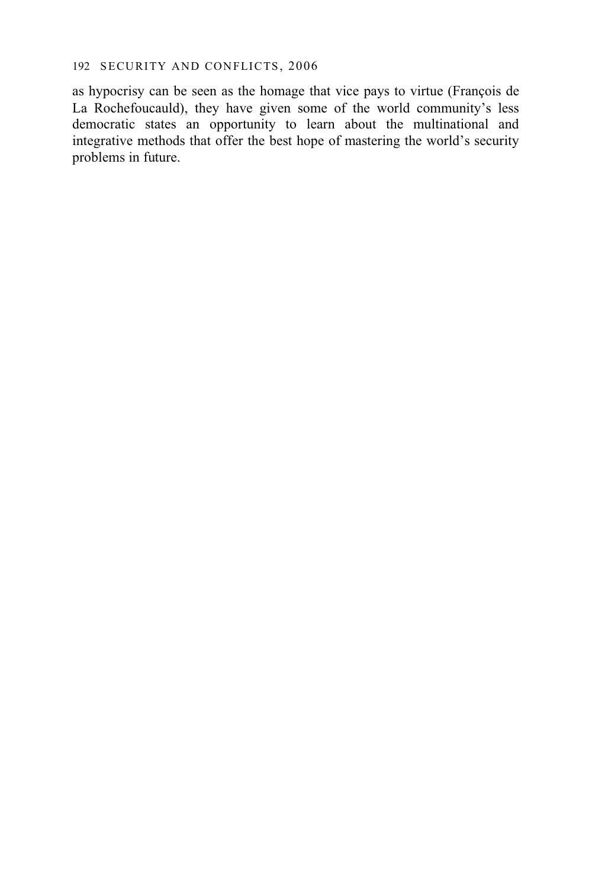as hypocrisy can be seen as the homage that vice pays to virtue (François de La Rochefoucauld), they have given some of the world community's less democratic states an opportunity to learn about the multinational and integrative methods that offer the best hope of mastering the world's security problems in future.